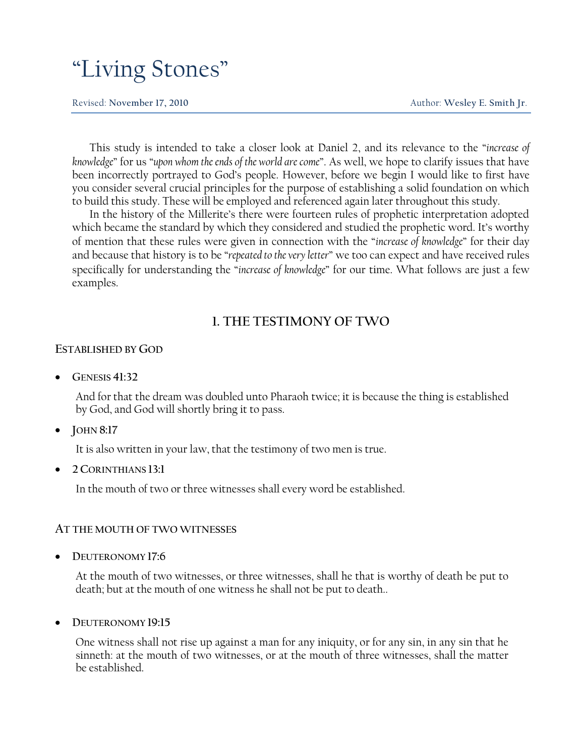# "Living Stones"

Revised: **November 17, 2010** Author: **Wesley E. Smith Jr**.

---

This study is intended to take a closer look at Daniel 2, and its relevance to the "*increase of knowledge*" for us "*upon whom the ends of the world are come*". As well, we hope to clarify issues that have been incorrectly portrayed to God's people. However, before we begin I would like to first have you consider several crucial principles for the purpose of establishing a solid foundation on which to build this study. These will be employed and referenced again later throughout this study.

In the history of the Millerite's there were fourteen rules of prophetic interpretation adopted which became the standard by which they considered and studied the prophetic word. It's worthy of mention that these rules were given in connection with the "*increase of knowledge*" for their day and because that history is to be "*repeated to the very letter*" we too can expect and have received rules specifically for understanding the "*increase of knowledge*" for our time. What follows are just a few examples.

## 1. THE TESTIMONY OF TWO

### ESTABLISHED BY GOD

- **GENESIS 41:32**

  And for that the dream was doubled unto Pharaoh twice; it is because the thing is established by God, and God will shortly bring it to pass.

- **JOHN 8:17**

  It is also written in your law, that the testimony of two men is true.

- **2 CORINTHIANS 13:1**

  In the mouth of two or three witnesses shall every word be established.

### AT THE MOUTH OF TWO WITNESSES

- **DEUTERONOMY 17:6**

  At the mouth of two witnesses, or three witnesses, shall he that is worthy of death be put to death; but at the mouth of one witness he shall not be put to death..

- **DEUTERONOMY 19:15**

  One witness shall not rise up against a man for any iniquity, or for any sin, in any sin that he sinneth: at the mouth of two witnesses, or at the mouth of three witnesses, shall the matter be established.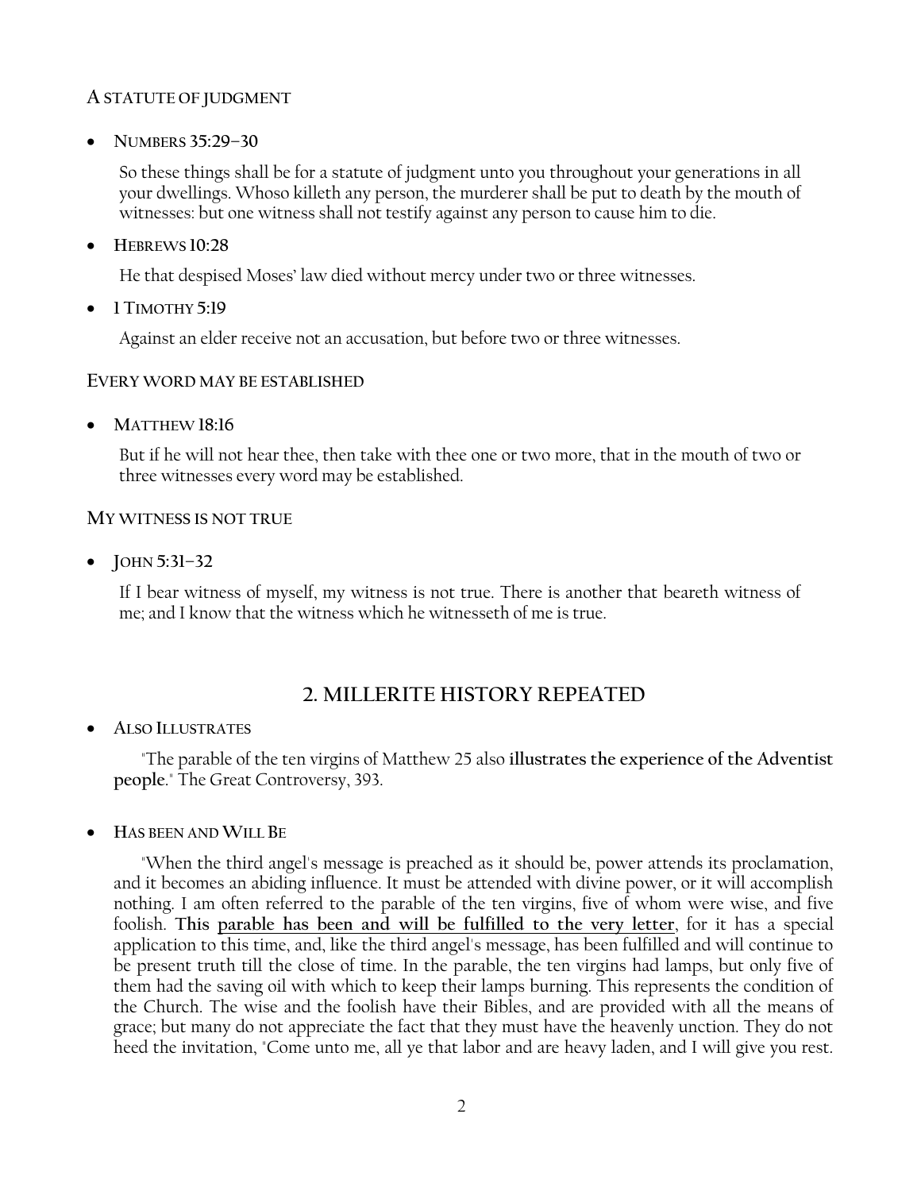### A STATUTE OF JUDGMENT

- **NUMBERS 35:29–30**

  So these things shall be for a statute of judgment unto you throughout your generations in all your dwellings. Whoso killeth any person, the murderer shall be put to death by the mouth of witnesses: but one witness shall not testify against any person to cause him to die.

- **HEBREWS 10:28**

  He that despised Moses' law died without mercy under two or three witnesses.

- **1 TIMOTHY 5:19**

  Against an elder receive not an accusation, but before two or three witnesses.

### EVERY WORD MAY BE ESTABLISHED

- **MATTHEW 18:16**

  But if he will not hear thee, then take with thee one or two more, that in the mouth of two or three witnesses every word may be established.

### MY WITNESS IS NOT TRUE

- **JOHN 5:31–32**

  If I bear witness of myself, my witness is not true. There is another that beareth witness of me; and I know that the witness which he witnesseth of me is true.

## 2. MILLERITE HISTORY REPEATED

- **ALSO ILLUSTRATES**

  "The parable of the ten virgins of Matthew 25 also **illustrates the experience of the Adventist people**." The Great Controversy, 393.

- **HAS BEEN AND WILL BE**

  "When the third angel's message is preached as it should be, power attends its proclamation, and it becomes an abiding influence. It must be attended with divine power, or it will accomplish nothing. I am often referred to the parable of the ten virgins, five of whom were wise, and five foolish. **This <u>parable has been and will be fulfilled to the very letter</u>**, for it has a special application to this time, and, like the third angel's message, has been fulfilled and will continue to be present truth till the close of time. In the parable, the ten virgins had lamps, but only five of them had the saving oil with which to keep their lamps burning. This represents the condition of the Church. The wise and the foolish have their Bibles, and are provided with all the means of grace; but many do not appreciate the fact that they must have the heavenly unction. They do not heed the invitation, "Come unto me, all ye that labor and are heavy laden, and I will give you rest.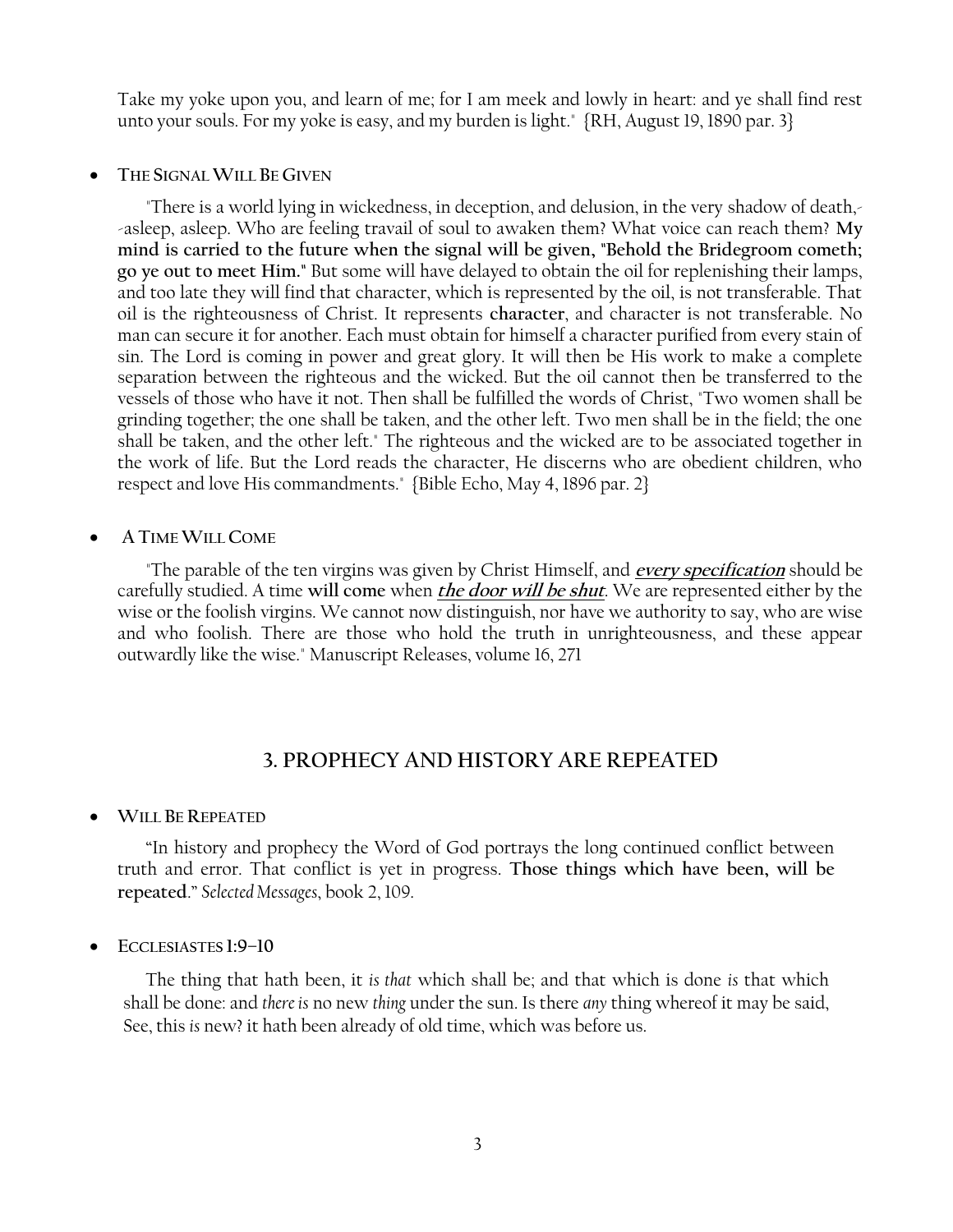Take my yoke upon you, and learn of me; for I am meek and lowly in heart: and ye shall find rest unto your souls. For my yoke is easy, and my burden is light." {RH, August 19, 1890 par. 3}

- **THE SIGNAL WILL BE GIVEN**

"There is a world lying in wickedness, in deception, and delusion, in the very shadow of death,--asleep, asleep. Who are feeling travail of soul to awaken them? What voice can reach them? **My mind is carried to the future when the signal will be given, "Behold the Bridegroom cometh; go ye out to meet Him."** But some will have delayed to obtain the oil for replenishing their lamps, and too late they will find that character, which is represented by the oil, is not transferable. That oil is the righteousness of Christ. It represents **character**, and character is not transferable. No man can secure it for another. Each must obtain for himself a character purified from every stain of sin. The Lord is coming in power and great glory. It will then be His work to make a complete separation between the righteous and the wicked. But the oil cannot then be transferred to the vessels of those who have it not. Then shall be fulfilled the words of Christ, "Two women shall be grinding together; the one shall be taken, and the other left. Two men shall be in the field; the one shall be taken, and the other left." The righteous and the wicked are to be associated together in the work of life. But the Lord reads the character, He discerns who are obedient children, who respect and love His commandments." {Bible Echo, May 4, 1896 par. 2}

- **A TIME WILL COME**

"The parable of the ten virgins was given by Christ Himself, and ***every specification*** should be carefully studied. A time **will come** when ***the door will be shut***. We are represented either by the wise or the foolish virgins. We cannot now distinguish, nor have we authority to say, who are wise and who foolish. There are those who hold the truth in unrighteousness, and these appear outwardly like the wise." Manuscript Releases, volume 16, 271

## 3. PROPHECY AND HISTORY ARE REPEATED

- **WILL BE REPEATED**

"In history and prophecy the Word of God portrays the long continued conflict between truth and error. That conflict is yet in progress. **Those things which have been, will be repeated**." *Selected Messages*, book 2, 109.

- **ECCLESIASTES 1:9–10**

The thing that hath been, it *is that* which shall be; and that which is done *is* that which shall be done: and *there is* no new *thing* under the sun. Is there *any* thing whereof it may be said, See, this *is* new? it hath been already of old time, which was before us.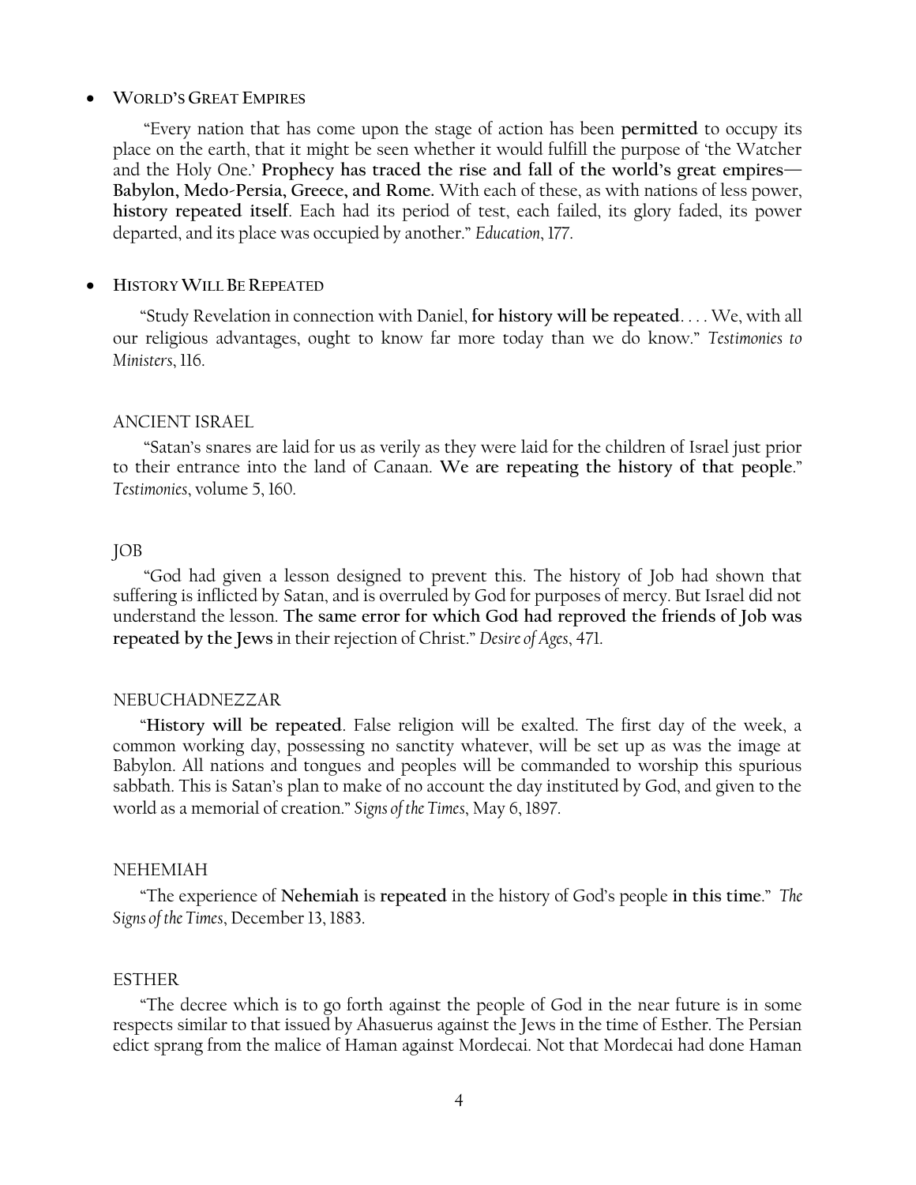- **World's Great Empires**

"Every nation that has come upon the stage of action has been **permitted** to occupy its place on the earth, that it might be seen whether it would fulfill the purpose of 'the Watcher and the Holy One.' **Prophecy has traced the rise and fall of the world's great empires—Babylon, Medo-Persia, Greece, and Rome.** With each of these, as with nations of less power, **history repeated itself**. Each had its period of test, each failed, its glory faded, its power departed, and its place was occupied by another." *Education*, 177.

- **History Will Be Repeated**

"Study Revelation in connection with Daniel, **for history will be repeated**. . . . We, with all our religious advantages, ought to know far more today than we do know." *Testimonies to Ministers*, 116.

ANCIENT ISRAEL

"Satan's snares are laid for us as verily as they were laid for the children of Israel just prior to their entrance into the land of Canaan. **We are repeating the history of that people**." *Testimonies*, volume 5, 160.

JOB

"God had given a lesson designed to prevent this. The history of Job had shown that suffering is inflicted by Satan, and is overruled by God for purposes of mercy. But Israel did not understand the lesson. **The same error for which God had reproved the friends of Job was repeated by the Jews** in their rejection of Christ." *Desire of Ages*, 471.

NEBUCHADNEZZAR

"**History will be repeated**. False religion will be exalted. The first day of the week, a common working day, possessing no sanctity whatever, will be set up as was the image at Babylon. All nations and tongues and peoples will be commanded to worship this spurious sabbath. This is Satan's plan to make of no account the day instituted by God, and given to the world as a memorial of creation." *Signs of the Times*, May 6, 1897.

NEHEMIAH

"The experience of **Nehemiah** is **repeated** in the history of God's people **in this time**." *The Signs of the Times*, December 13, 1883.

ESTHER

"The decree which is to go forth against the people of God in the near future is in some respects similar to that issued by Ahasuerus against the Jews in the time of Esther. The Persian edict sprang from the malice of Haman against Mordecai. Not that Mordecai had done Haman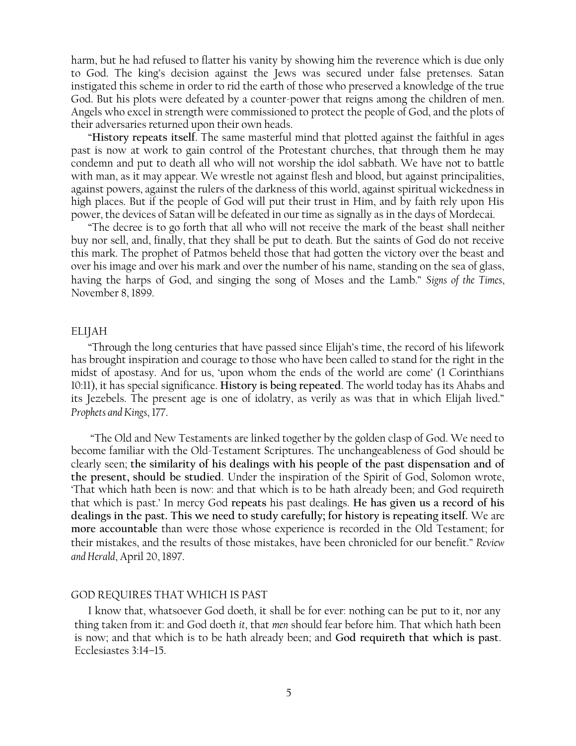harm, but he had refused to flatter his vanity by showing him the reverence which is due only to God. The king's decision against the Jews was secured under false pretenses. Satan instigated this scheme in order to rid the earth of those who preserved a knowledge of the true God. But his plots were defeated by a counter-power that reigns among the children of men. Angels who excel in strength were commissioned to protect the people of God, and the plots of their adversaries returned upon their own heads.

"**History repeats itself**. The same masterful mind that plotted against the faithful in ages past is now at work to gain control of the Protestant churches, that through them he may condemn and put to death all who will not worship the idol sabbath. We have not to battle with man, as it may appear. We wrestle not against flesh and blood, but against principalities, against powers, against the rulers of the darkness of this world, against spiritual wickedness in high places. But if the people of God will put their trust in Him, and by faith rely upon His power, the devices of Satan will be defeated in our time as signally as in the days of Mordecai.

"The decree is to go forth that all who will not receive the mark of the beast shall neither buy nor sell, and, finally, that they shall be put to death. But the saints of God do not receive this mark. The prophet of Patmos beheld those that had gotten the victory over the beast and over his image and over his mark and over the number of his name, standing on the sea of glass, having the harps of God, and singing the song of Moses and the Lamb." *Signs of the Times*, November 8, 1899.

## ELIJAH

"Through the long centuries that have passed since Elijah's time, the record of his lifework has brought inspiration and courage to those who have been called to stand for the right in the midst of apostasy. And for us, 'upon whom the ends of the world are come' (1 Corinthians 10:11), it has special significance. **History is being repeated**. The world today has its Ahabs and its Jezebels. The present age is one of idolatry, as verily as was that in which Elijah lived." *Prophets and Kings*, 177.

"The Old and New Testaments are linked together by the golden clasp of God. We need to become familiar with the Old-Testament Scriptures. The unchangeableness of God should be clearly seen; **the similarity of his dealings with his people of the past dispensation and of the present, should be studied**. Under the inspiration of the Spirit of God, Solomon wrote, 'That which hath been is now: and that which is to be hath already been; and God requireth that which is past.' In mercy God **repeats** his past dealings. **He has given us a record of his dealings in the past. This we need to study carefully; for history is repeating itself.** We are **more accountable** than were those whose experience is recorded in the Old Testament; for their mistakes, and the results of those mistakes, have been chronicled for our benefit." *Review and Herald*, April 20, 1897.

## GOD REQUIRES THAT WHICH IS PAST

I know that, whatsoever God doeth, it shall be for ever: nothing can be put to it, nor any thing taken from it: and God doeth *it*, that *men* should fear before him. That which hath been is now; and that which is to be hath already been; and **God requireth that which is past**. Ecclesiastes 3:14–15.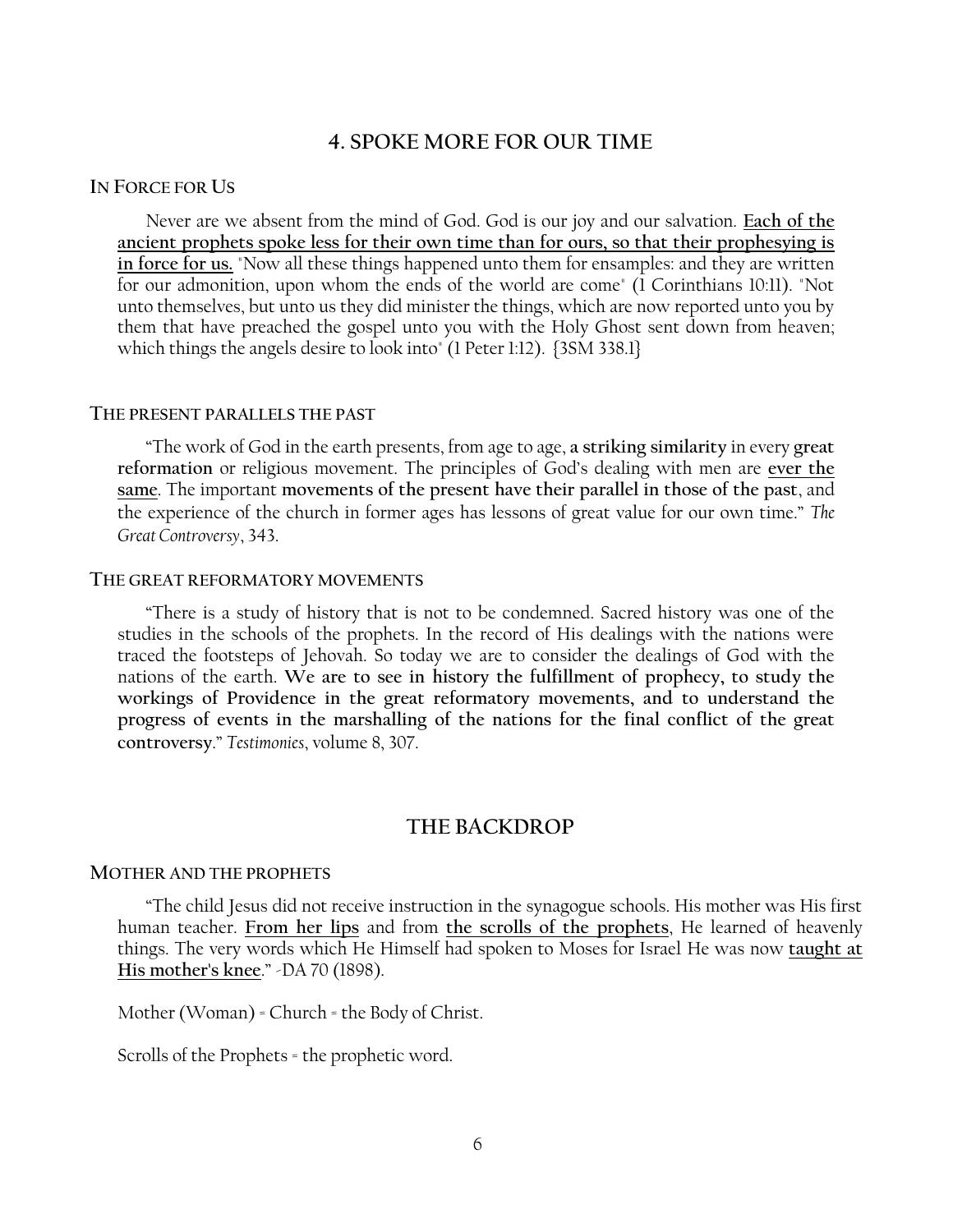## 4. SPOKE MORE FOR OUR TIME

### IN FORCE FOR US

Never are we absent from the mind of God. God is our joy and our salvation. **Each of the ancient prophets spoke less for their own time than for ours, so that their prophesying is in force for us.** "Now all these things happened unto them for ensamples: and they are written for our admonition, upon whom the ends of the world are come" (1 Corinthians 10:11). "Not unto themselves, but unto us they did minister the things, which are now reported unto you by them that have preached the gospel unto you with the Holy Ghost sent down from heaven; which things the angels desire to look into" (1 Peter 1:12). {3SM 338.1}

### THE PRESENT PARALLELS THE PAST

"The work of God in the earth presents, from age to age, **a striking similarity** in every **great reformation** or religious movement. The principles of God's dealing with men are **ever the same**. The important **movements of the present have their parallel in those of the past**, and the experience of the church in former ages has lessons of great value for our own time." *The Great Controversy*, 343.

### THE GREAT REFORMATORY MOVEMENTS

"There is a study of history that is not to be condemned. Sacred history was one of the studies in the schools of the prophets. In the record of His dealings with the nations were traced the footsteps of Jehovah. So today we are to consider the dealings of God with the nations of the earth. **We are to see in history the fulfillment of prophecy, to study the workings of Providence in the great reformatory movements, and to understand the progress of events in the marshalling of the nations for the final conflict of the great controversy**." *Testimonies*, volume 8, 307.

## THE BACKDROP

### MOTHER AND THE PROPHETS

"The child Jesus did not receive instruction in the synagogue schools. His mother was His first human teacher. **From her lips** and from **the scrolls of the prophets**, He learned of heavenly things. The very words which He Himself had spoken to Moses for Israel He was now **taught at His mother's knee**." -DA 70 (1898).

Mother (Woman) = Church = the Body of Christ.

Scrolls of the Prophets = the prophetic word.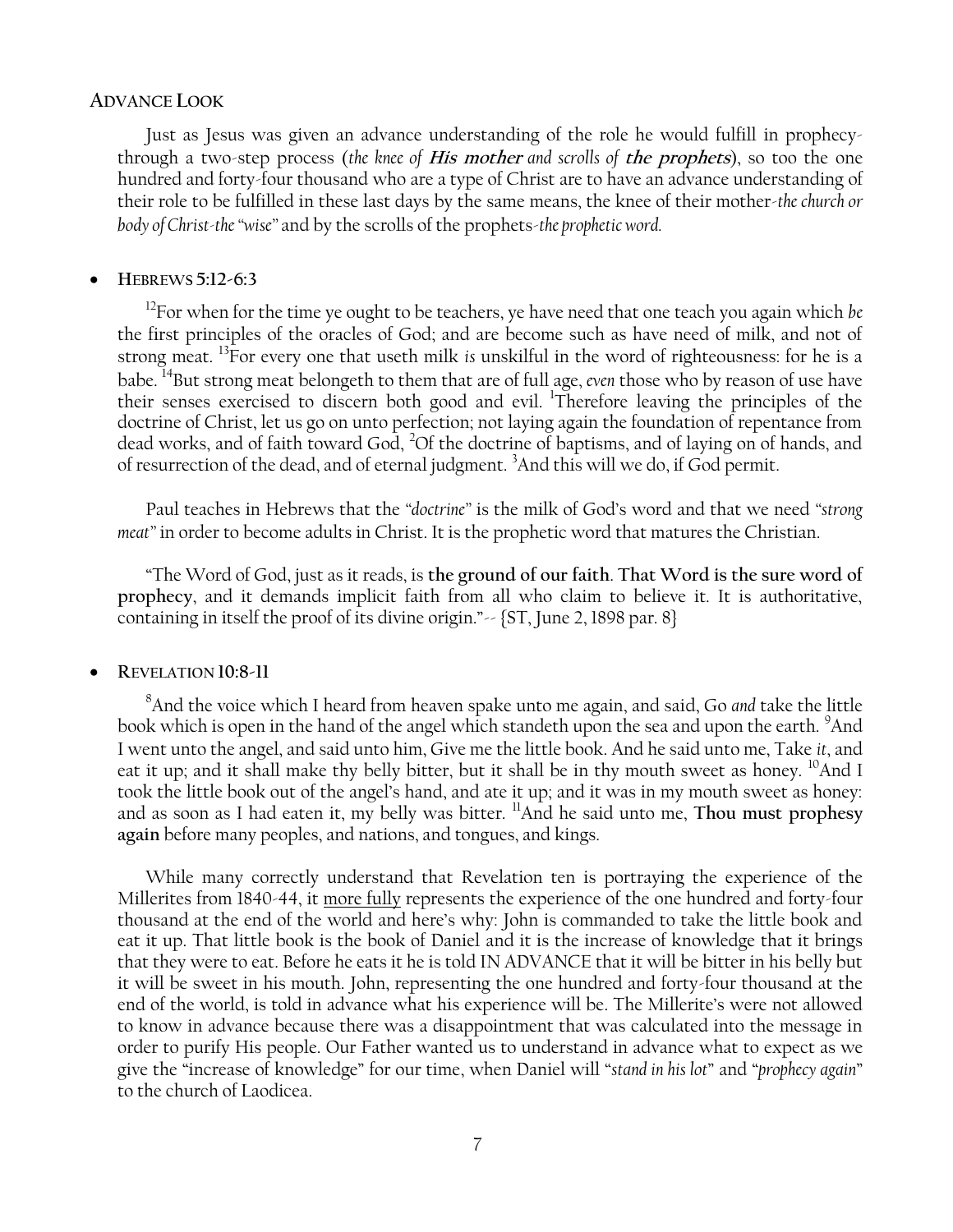## ADVANCE LOOK

Just as Jesus was given an advance understanding of the role he would fulfill in prophecy-through a two-step process (*the knee of* ***His mother*** *and scrolls of* ***the prophets***), so too the one hundred and forty-four thousand who are a type of Christ are to have an advance understanding of their role to be fulfilled in these last days by the same means, the knee of their mother-*the church or body of Christ-the "wise"* and by the scrolls of the prophets-*the prophetic word.*

- **HEBREWS 5:12-6:3**

[12]For when for the time ye ought to be teachers, ye have need that one teach you again which *be* the first principles of the oracles of God; and are become such as have need of milk, and not of strong meat. [13]For every one that useth milk *is* unskilful in the word of righteousness: for he is a babe. [14]But strong meat belongeth to them that are of full age, *even* those who by reason of use have their senses exercised to discern both good and evil. [1]Therefore leaving the principles of the doctrine of Christ, let us go on unto perfection; not laying again the foundation of repentance from dead works, and of faith toward God, [2]Of the doctrine of baptisms, and of laying on of hands, and of resurrection of the dead, and of eternal judgment. [3]And this will we do, if God permit.

Paul teaches in Hebrews that the "*doctrine*" is the milk of God's word and that we need "*strong meat*" in order to become adults in Christ. It is the prophetic word that matures the Christian.

"The Word of God, just as it reads, is **the ground of our faith**. **That Word is the sure word of prophecy**, and it demands implicit faith from all who claim to believe it. It is authoritative, containing in itself the proof of its divine origin."-- {ST, June 2, 1898 par. 8}

- **REVELATION 10:8-11**

[8]And the voice which I heard from heaven spake unto me again, and said, Go *and* take the little book which is open in the hand of the angel which standeth upon the sea and upon the earth. [9]And I went unto the angel, and said unto him, Give me the little book. And he said unto me, Take *it*, and eat it up; and it shall make thy belly bitter, but it shall be in thy mouth sweet as honey. [10]And I took the little book out of the angel's hand, and ate it up; and it was in my mouth sweet as honey: and as soon as I had eaten it, my belly was bitter. [11]And he said unto me, **Thou must prophesy again** before many peoples, and nations, and tongues, and kings.

While many correctly understand that Revelation ten is portraying the experience of the Millerites from 1840-44, it <u>more fully</u> represents the experience of the one hundred and forty-four thousand at the end of the world and here's why: John is commanded to take the little book and eat it up. That little book is the book of Daniel and it is the increase of knowledge that it brings that they were to eat. Before he eats it he is told IN ADVANCE that it will be bitter in his belly but it will be sweet in his mouth. John, representing the one hundred and forty-four thousand at the end of the world, is told in advance what his experience will be. The Millerite's were not allowed to know in advance because there was a disappointment that was calculated into the message in order to purify His people. Our Father wanted us to understand in advance what to expect as we give the "increase of knowledge" for our time, when Daniel will "*stand in his lot*" and "*prophecy again*" to the church of Laodicea.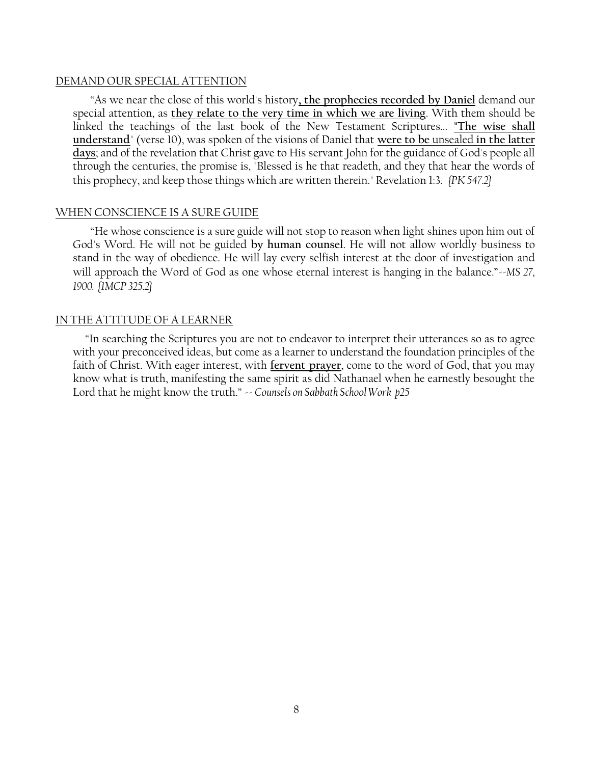<u>DEMAND OUR SPECIAL ATTENTION</u>

"As we near the close of this world's history**, <u>the prophecies recorded by Daniel</u>** demand our special attention, as **<u>they relate to the very time in which we are living</u>**. With them should be linked the teachings of the last book of the New Testament Scriptures... **<u>"The wise shall understand</u>**" (verse 10), was spoken of the visions of Daniel that **<u>were to be</u>** <u>unsealed</u> **<u>in the latter days</u>**; and of the revelation that Christ gave to His servant John for the guidance of God's people all through the centuries, the promise is, "Blessed is he that readeth, and they that hear the words of this prophecy, and keep those things which are written therein." Revelation 1:3. *{PK 547.2}*

<u>WHEN CONSCIENCE IS A SURE GUIDE</u>

"He whose conscience is a sure guide will not stop to reason when light shines upon him out of God's Word. He will not be guided **by human counsel**. He will not allow worldly business to stand in the way of obedience. He will lay every selfish interest at the door of investigation and will approach the Word of God as one whose eternal interest is hanging in the balance."*--MS 27, 1900. {1MCP 325.2}*

<u>IN THE ATTITUDE OF A LEARNER</u>

"In searching the Scriptures you are not to endeavor to interpret their utterances so as to agree with your preconceived ideas, but come as a learner to understand the foundation principles of the faith of Christ. With eager interest, with **<u>fervent prayer</u>**, come to the word of God, that you may know what is truth, manifesting the same spirit as did Nathanael when he earnestly besought the Lord that he might know the truth." *-- Counsels on Sabbath School Work p25*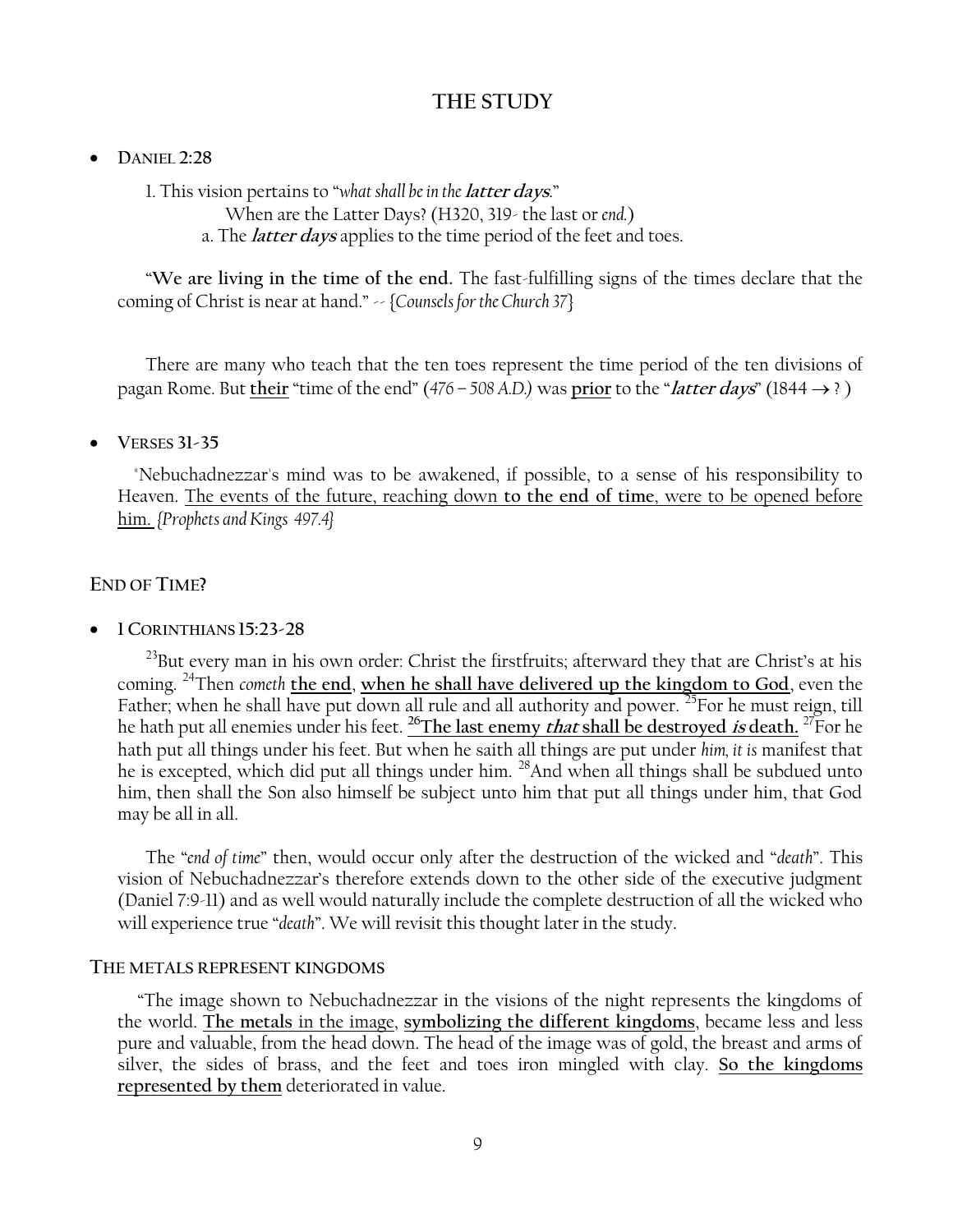## THE STUDY

- **DANIEL 2:28**

  1. This vision pertains to "*what shall be in the **latter days**.*"
     When are the Latter Days? (H320, 319- the last or *end.*)
     a. The ***latter days*** applies to the time period of the feet and toes.

"**We are living in the time of the end.** The fast-fulfilling signs of the times declare that the coming of Christ is near at hand." -- {*Counsels for the Church 37*}

There are many who teach that the ten toes represent the time period of the ten divisions of pagan Rome. But **<u>their</u>** "time of the end" (*476 – 508 A.D.*) was **<u>prior</u>** to the "***latter days***" (1844 → ? )

- **VERSES 31-35**

"Nebuchadnezzar's mind was to be awakened, if possible, to a sense of his responsibility to Heaven. <u>The events of the future, reaching down **to the end of time**, were to be opened before him.</u> {*Prophets and Kings 497.4*}

### END OF TIME?

- **1 CORINTHIANS 15:23-28**

[23]But every man in his own order: Christ the firstfruits; afterward they that are Christ's at his coming. [24]Then *cometh* **<u>the end</u>**, **<u>when he shall have delivered up the kingdom to God</u>**, even the Father; when he shall have put down all rule and all authority and power. [25]For he must reign, till he hath put all enemies under his feet. **<u>[26]The last enemy *that* shall be destroyed *is* death.</u>** [27]For he hath put all things under his feet. But when he saith all things are put under *him, it is* manifest that he is excepted, which did put all things under him. [28]And when all things shall be subdued unto him, then shall the Son also himself be subject unto him that put all things under him, that God may be all in all.

The "*end of time*" then, would occur only after the destruction of the wicked and "*death*". This vision of Nebuchadnezzar's therefore extends down to the other side of the executive judgment (Daniel 7:9-11) and as well would naturally include the complete destruction of all the wicked who will experience true "*death*". We will revisit this thought later in the study.

### THE METALS REPRESENT KINGDOMS

"The image shown to Nebuchadnezzar in the visions of the night represents the kingdoms of the world. **<u>The metals</u>** <u>in the image</u>, **<u>symbolizing the different kingdoms</u>**, became less and less pure and valuable, from the head down. The head of the image was of gold, the breast and arms of silver, the sides of brass, and the feet and toes iron mingled with clay. **<u>So the kingdoms represented by them</u>** deteriorated in value.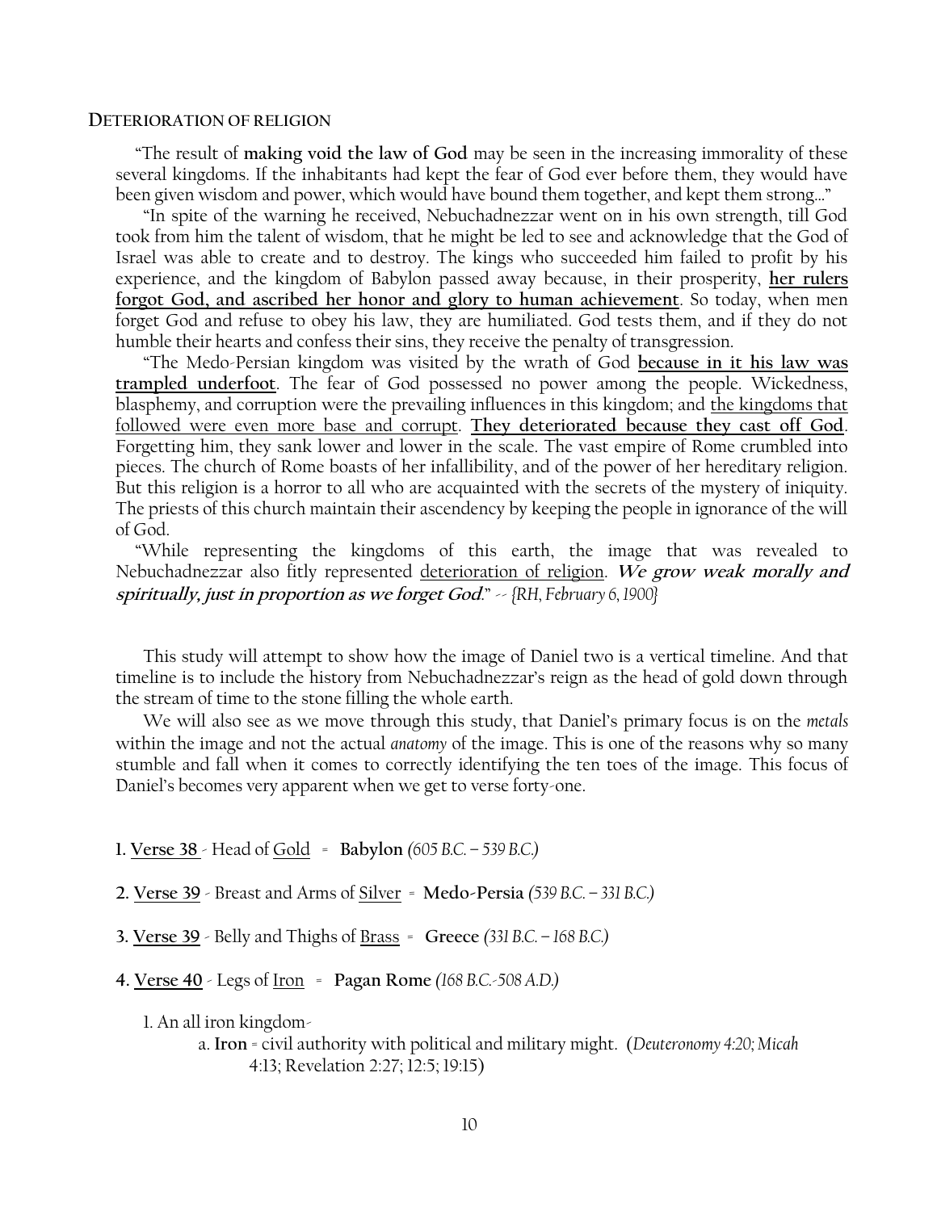## DETERIORATION OF RELIGION

"The result of **making void the law of God** may be seen in the increasing immorality of these several kingdoms. If the inhabitants had kept the fear of God ever before them, they would have been given wisdom and power, which would have bound them together, and kept them strong..."

"In spite of the warning he received, Nebuchadnezzar went on in his own strength, till God took from him the talent of wisdom, that he might be led to see and acknowledge that the God of Israel was able to create and to destroy. The kings who succeeded him failed to profit by his experience, and the kingdom of Babylon passed away because, in their prosperity, **her rulers forgot God, and ascribed her honor and glory to human achievement**. So today, when men forget God and refuse to obey his law, they are humiliated. God tests them, and if they do not humble their hearts and confess their sins, they receive the penalty of transgression.

"The Medo-Persian kingdom was visited by the wrath of God **because in it his law was trampled underfoot**. The fear of God possessed no power among the people. Wickedness, blasphemy, and corruption were the prevailing influences in this kingdom; and the kingdoms that followed were even more base and corrupt. **They deteriorated because they cast off God**. Forgetting him, they sank lower and lower in the scale. The vast empire of Rome crumbled into pieces. The church of Rome boasts of her infallibility, and of the power of her hereditary religion. But this religion is a horror to all who are acquainted with the secrets of the mystery of iniquity. The priests of this church maintain their ascendency by keeping the people in ignorance of the will of God.

"While representing the kingdoms of this earth, the image that was revealed to Nebuchadnezzar also fitly represented deterioration of religion. ***We grow weak morally and spiritually, just in proportion as we forget God.***" -- *{RH, February 6, 1900}*

This study will attempt to show how the image of Daniel two is a vertical timeline. And that timeline is to include the history from Nebuchadnezzar's reign as the head of gold down through the stream of time to the stone filling the whole earth.

We will also see as we move through this study, that Daniel's primary focus is on the *metals* within the image and not the actual *anatomy* of the image. This is one of the reasons why so many stumble and fall when it comes to correctly identifying the ten toes of the image. This focus of Daniel's becomes very apparent when we get to verse forty-one.

**1. Verse 38** - Head of Gold = **Babylon** *(605 B.C. – 539 B.C.)*

**2. Verse 39** - Breast and Arms of Silver = **Medo-Persia** *(539 B.C. – 331 B.C.)*

**3. Verse 39** - Belly and Thighs of Brass = **Greece** *(331 B.C. – 168 B.C.)*

**4. Verse 40** - Legs of Iron = **Pagan Rome** *(168 B.C.-508 A.D.)*

1. An all iron kingdom-
   a. **Iron** = civil authority with political and military might. (*Deuteronomy 4:20; Micah 4:13; Revelation 2:27; 12:5; 19:15*)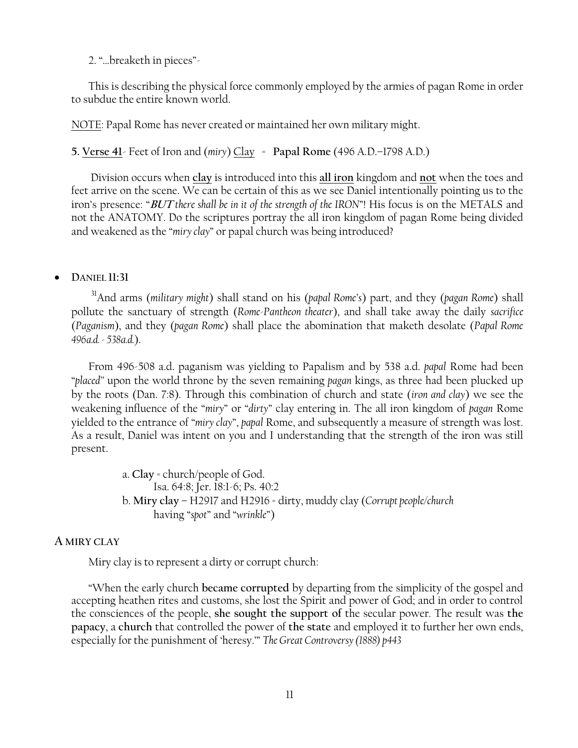2. "…breaketh in pieces"-

This is describing the physical force commonly employed by the armies of pagan Rome in order to subdue the entire known world.

NOTE: Papal Rome has never created or maintained her own military might.

**5. Verse 41**- Feet of Iron and (*miry*) Clay = **Papal Rome** (496 A.D.–1798 A.D.)

Division occurs when **clay** is introduced into this **all iron** kingdom and **not** when the toes and feet arrive on the scene. We can be certain of this as we see Daniel intentionally pointing us to the iron's presence: "***BUT** there shall be in it of the strength of the IRON*"! His focus is on the METALS and not the ANATOMY. Do the scriptures portray the all iron kingdom of pagan Rome being divided and weakened as the "*miry clay*" or papal church was being introduced?

- **DANIEL 11:31**

[31]And arms (*military might*) shall stand on his (*papal Rome's*) part, and they (*pagan Rome*) shall pollute the sanctuary of strength (*Rome-Pantheon theater*), and shall take away the daily *sacrifice* (*Paganism*), and they (*pagan Rome*) shall place the abomination that maketh desolate (*Papal Rome 496a.d. - 538a.d.*).

From 496-508 a.d. paganism was yielding to Papalism and by 538 a.d. *papal* Rome had been "*placed*" upon the world throne by the seven remaining *pagan* kings, as three had been plucked up by the roots (Dan. 7:8). Through this combination of church and state (*iron and clay*) we see the weakening influence of the "*miry*" or "*dirty*" clay entering in. The all iron kingdom of *pagan* Rome yielded to the entrance of "*miry clay*", *papal* Rome, and subsequently a measure of strength was lost. As a result, Daniel was intent on you and I understanding that the strength of the iron was still present.

a. **Clay** = church/people of God.
   Isa. 64:8; Jer. 18:1-6; Ps. 40:2
b. **Miry clay** – H2917 and H2916 = dirty, muddy clay (*Corrupt people/church* having "*spot*" and "*wrinkle*")

## A MIRY CLAY

Miry clay is to represent a dirty or corrupt church:

"When the early church **became corrupted** by departing from the simplicity of the gospel and accepting heathen rites and customs, she lost the Spirit and power of God; and in order to control the consciences of the people, **she sought the support of** the secular power. The result was **the papacy**, a **church** that controlled the power of **the state** and employed it to further her own ends, especially for the punishment of 'heresy.'" *The Great Controversy (1888) p443*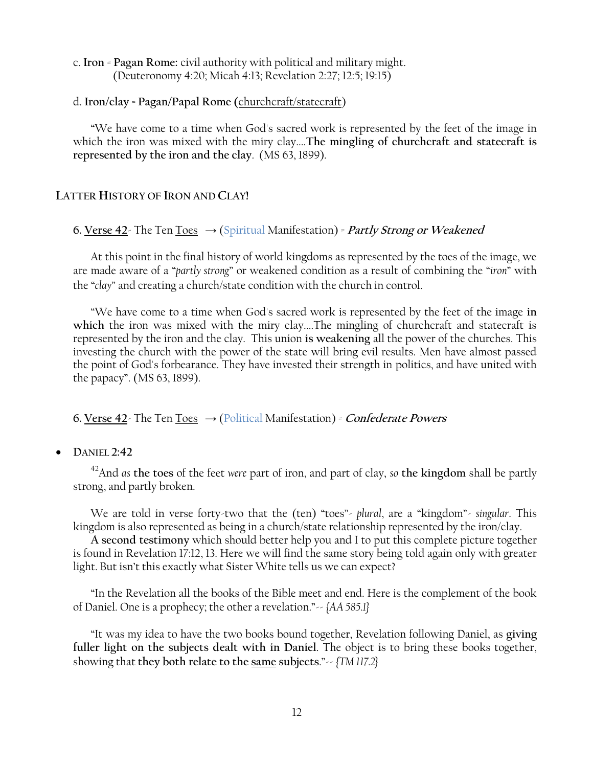c. **Iron** = **Pagan Rome:** civil authority with political and military might.
(Deuteronomy 4:20; Micah 4:13; Revelation 2:27; 12:5; 19:15)

d. **Iron/clay** = **Pagan/Papal Rome (**<u>churchcraft/statecraft</u>)

"We have come to a time when God's sacred work is represented by the feet of the image in which the iron was mixed with the miry clay….**The mingling of churchcraft and statecraft is represented by the iron and the clay**. (MS 63, 1899).

## LATTER HISTORY OF IRON AND CLAY!

**6. <u>Verse 42</u>**- The Ten <u>Toes</u> → (Spiritual Manifestation) = ***Partly Strong or Weakened***

At this point in the final history of world kingdoms as represented by the toes of the image, we are made aware of a "*partly strong*" or weakened condition as a result of combining the "*iron*" with the "*clay*" and creating a church/state condition with the church in control.

"We have come to a time when God's sacred work is represented by the feet of the image **in which** the iron was mixed with the miry clay….The mingling of churchcraft and statecraft is represented by the iron and the clay. This union **is weakening** all the power of the churches. This investing the church with the power of the state will bring evil results. Men have almost passed the point of God's forbearance. They have invested their strength in politics, and have united with the papacy". (MS 63, 1899).

**6. <u>Verse 42</u>**- The Ten <u>Toes</u> → (Political Manifestation) = ***Confederate Powers***

- **DANIEL 2:42**

[42]And *as* **the toes** of the feet *were* part of iron, and part of clay, *so* **the kingdom** shall be partly strong, and partly broken.

We are told in verse forty-two that the (ten) "toes"- *plural*, are a "kingdom"- *singular*. This kingdom is also represented as being in a church/state relationship represented by the iron/clay.

**A second testimony** which should better help you and I to put this complete picture together is found in Revelation 17:12, 13. Here we will find the same story being told again only with greater light. But isn't this exactly what Sister White tells us we can expect?

"In the Revelation all the books of the Bible meet and end. Here is the complement of the book of Daniel. One is a prophecy; the other a revelation."-- *{AA 585.1}*

"It was my idea to have the two books bound together, Revelation following Daniel, as **giving fuller light on the subjects dealt with in Daniel**. The object is to bring these books together, showing that **they both relate to the <u>same</u> subjects**."-- *{TM 117.2}*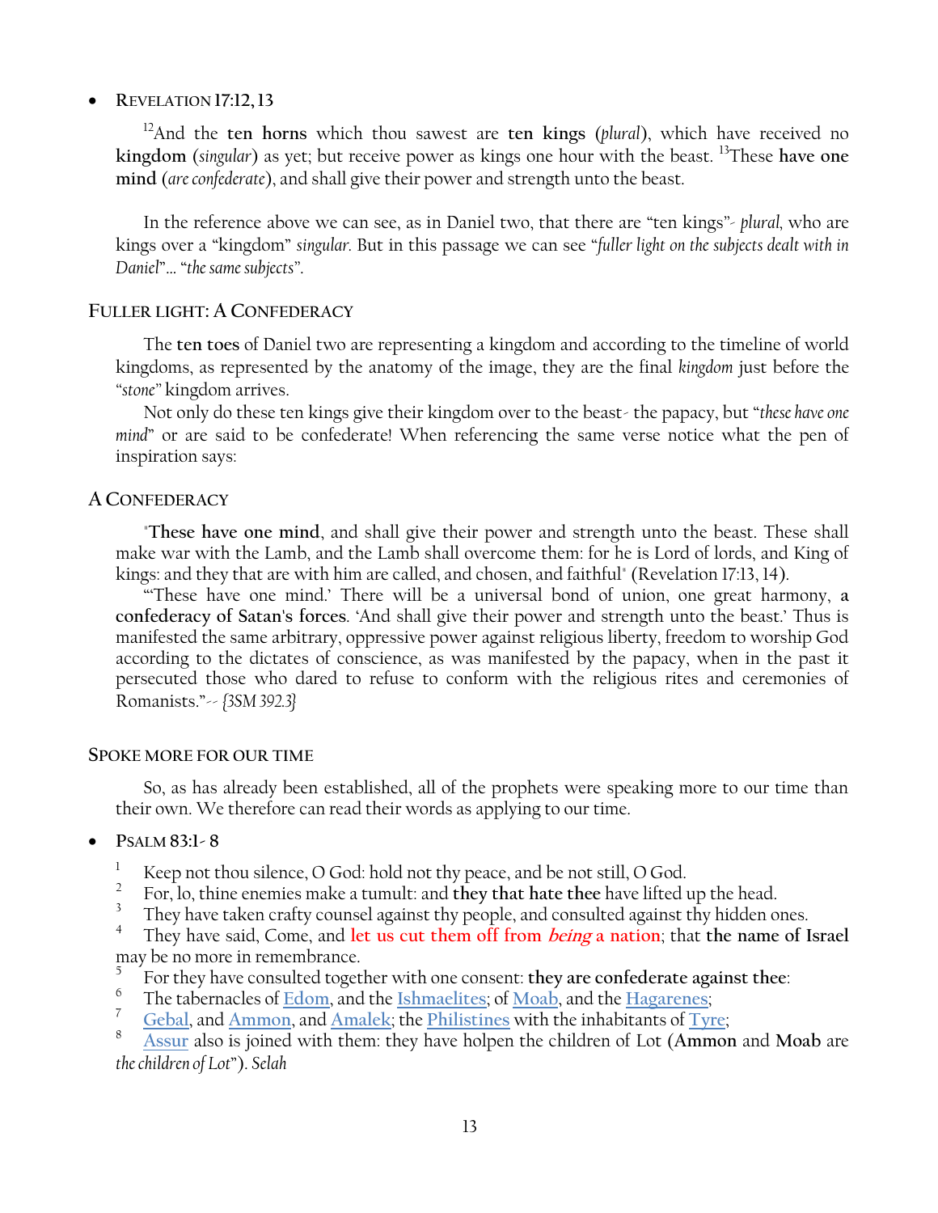- **REVELATION 17:12, 13**

  [12]And the **ten horns** which thou sawest are **ten kings** (*plural*), which have received no **kingdom** (*singular*) as yet; but receive power as kings one hour with the beast. [13]These **have one mind** (*are confederate*), and shall give their power and strength unto the beast.

  In the reference above we can see, as in Daniel two, that there are "ten kings"- *plural*, who are kings over a "kingdom" *singular*. But in this passage we can see "*fuller light on the subjects dealt with in Daniel*"… "*the same subjects*".

## FULLER LIGHT: A CONFEDERACY

The **ten toes** of Daniel two are representing a kingdom and according to the timeline of world kingdoms, as represented by the anatomy of the image, they are the final *kingdom* just before the "*stone*" kingdom arrives.

Not only do these ten kings give their kingdom over to the beast- the papacy, but "*these have one mind*" or are said to be confederate! When referencing the same verse notice what the pen of inspiration says:

## A CONFEDERACY

"**These have one mind**, and shall give their power and strength unto the beast. These shall make war with the Lamb, and the Lamb shall overcome them: for he is Lord of lords, and King of kings: and they that are with him are called, and chosen, and faithful" (Revelation 17:13, 14).

"'These have one mind.' There will be a universal bond of union, one great harmony, **a confederacy of Satan's forces**. 'And shall give their power and strength unto the beast.' Thus is manifested the same arbitrary, oppressive power against religious liberty, freedom to worship God according to the dictates of conscience, as was manifested by the papacy, when in the past it persecuted those who dared to refuse to conform with the religious rites and ceremonies of Romanists."-- *{3SM 392.3}*

## SPOKE MORE FOR OUR TIME

So, as has already been established, all of the prophets were speaking more to our time than their own. We therefore can read their words as applying to our time.

- **PSALM 83:1- 8**

  [1] Keep not thou silence, O God: hold not thy peace, and be not still, O God.
  [2] For, lo, thine enemies make a tumult: and **they that hate thee** have lifted up the head.
  [3] They have taken crafty counsel against thy people, and consulted against thy hidden ones.
  [4] They have said, Come, and **let us cut them off from *being* a nation**; that **the name of Israel** may be no more in remembrance.
  [5] For they have consulted together with one consent: **they are confederate against thee**:
  [6] The tabernacles of Edom, and the Ishmaelites; of Moab, and the Hagarenes;
  [7] Gebal, and Ammon, and Amalek; the Philistines with the inhabitants of Tyre;
  [8] Assur also is joined with them: they have holpen the children of Lot (**Ammon** and **Moab** are *the children of Lot*"). *Selah*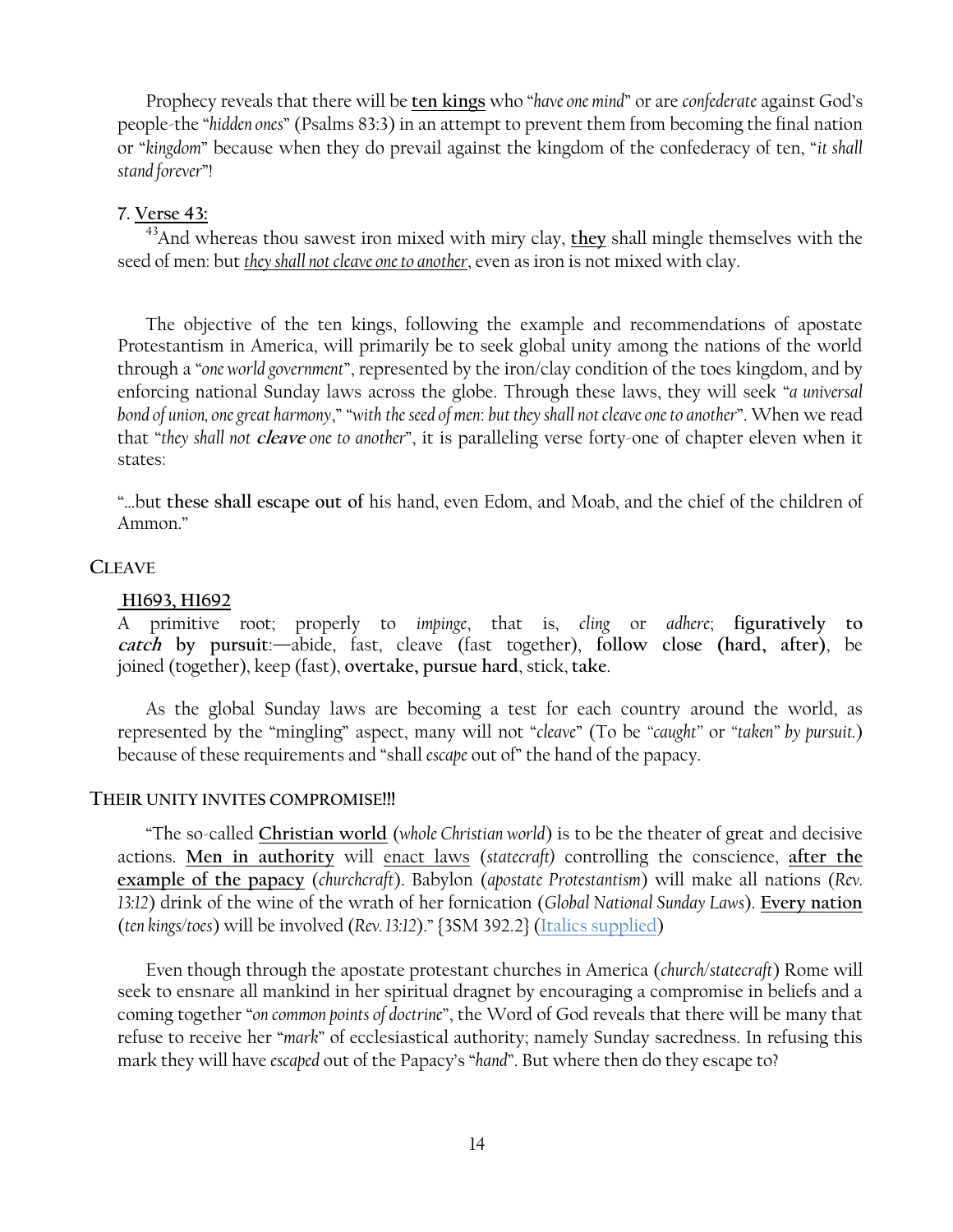Prophecy reveals that there will be **ten kings** who "*have one mind*" or are *confederate* against God's people-the "*hidden ones*" (Psalms 83:3) in an attempt to prevent them from becoming the final nation or "*kingdom*" because when they do prevail against the kingdom of the confederacy of ten, "*it shall stand forever*"!

### 7. Verse 43:

[43]And whereas thou sawest iron mixed with miry clay, **they** shall mingle themselves with the seed of men: but *they shall not cleave one to another*, even as iron is not mixed with clay.

The objective of the ten kings, following the example and recommendations of apostate Protestantism in America, will primarily be to seek global unity among the nations of the world through a "*one world government*", represented by the iron/clay condition of the toes kingdom, and by enforcing national Sunday laws across the globe. Through these laws, they will seek "*a universal bond of union, one great harmony*," "*with the seed of men: but they shall not cleave one to another*". When we read that "*they shall not* ***cleave*** *one to another*", it is paralleling verse forty-one of chapter eleven when it states:

"…but **these shall escape out of** his hand, even Edom, and Moab, and the chief of the children of Ammon."

### CLEAVE

**H1693, H1692**
A primitive root; properly to *impinge*, that is, *cling* or *adhere*; **figuratively to** ***catch*** **by pursuit**:—abide, fast, cleave (fast together), **follow close (hard, after)**, be joined (together), keep (fast), **overtake, pursue hard**, stick, **take**.

As the global Sunday laws are becoming a test for each country around the world, as represented by the "mingling" aspect, many will not "*cleave*" (To be "*caught*" or "*taken*" *by pursuit.*) because of these requirements and "shall *escape* out of" the hand of the papacy.

### THEIR UNITY INVITES COMPROMISE!!!

"The so-called **Christian world** (*whole Christian world*) is to be the theater of great and decisive actions. **Men in authority** will enact laws (*statecraft)* controlling the conscience, **after the example of the papacy** (*churchcraft*). Babylon (*apostate Protestantism*) will make all nations (*Rev. 13:12*) drink of the wine of the wrath of her fornication (*Global National Sunday Laws*). **Every nation** (*ten kings/toes*) will be involved (*Rev. 13:12*)." {3SM 392.2} (Italics supplied)

Even though through the apostate protestant churches in America (*church/statecraft*) Rome will seek to ensnare all mankind in her spiritual dragnet by encouraging a compromise in beliefs and a coming together "*on common points of doctrine*", the Word of God reveals that there will be many that refuse to receive her "*mark*" of ecclesiastical authority; namely Sunday sacredness. In refusing this mark they will have *escaped* out of the Papacy's "*hand*". But where then do they escape to?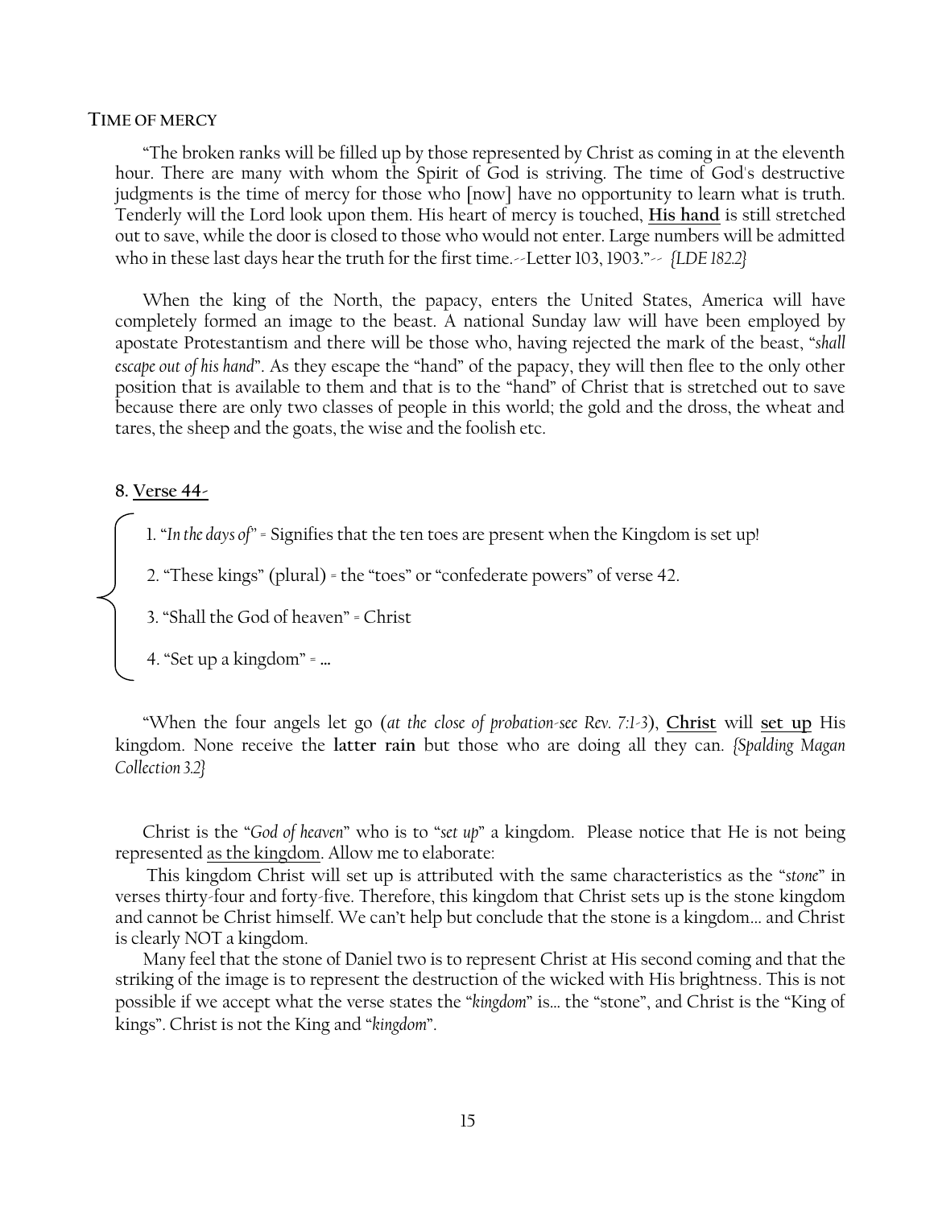### TIME OF MERCY

"The broken ranks will be filled up by those represented by Christ as coming in at the eleventh hour. There are many with whom the Spirit of God is striving. The time of God's destructive judgments is the time of mercy for those who [now] have no opportunity to learn what is truth. Tenderly will the Lord look upon them. His heart of mercy is touched, **<u>His hand</u>** is still stretched out to save, while the door is closed to those who would not enter. Large numbers will be admitted who in these last days hear the truth for the first time.--Letter 103, 1903."-- *{LDE 182.2}*

When the king of the North, the papacy, enters the United States, America will have completely formed an image to the beast. A national Sunday law will have been employed by apostate Protestantism and there will be those who, having rejected the mark of the beast, "*shall escape out of his hand*". As they escape the "hand" of the papacy, they will then flee to the only other position that is available to them and that is to the "hand" of Christ that is stretched out to save because there are only two classes of people in this world; the gold and the dross, the wheat and tares, the sheep and the goats, the wise and the foolish etc.

**8. <u>Verse 44-</u>**

1. "*In the days of*" = Signifies that the ten toes are present when the Kingdom is set up!
2. "These kings" (plural) = the "toes" or "confederate powers" of verse 42.
3. "Shall the God of heaven" = Christ
4. "Set up a kingdom" = …

"When the four angels let go (*at the close of probation-see Rev. 7:1-3*), **<u>Christ</u>** will **<u>set up</u>** His kingdom. None receive the **latter rain** but those who are doing all they can. *{Spalding Magan Collection 3.2}*

Christ is the "*God of heaven*" who is to "*set up*" a kingdom. Please notice that He is not being represented <u>as the kingdom</u>. Allow me to elaborate:

This kingdom Christ will set up is attributed with the same characteristics as the "*stone*" in verses thirty-four and forty-five. Therefore, this kingdom that Christ sets up is the stone kingdom and cannot be Christ himself. We can't help but conclude that the stone is a kingdom… and Christ is clearly NOT a kingdom.

Many feel that the stone of Daniel two is to represent Christ at His second coming and that the striking of the image is to represent the destruction of the wicked with His brightness. This is not possible if we accept what the verse states the "*kingdom*" is… the "stone", and Christ is the "King of kings". Christ is not the King and "*kingdom*".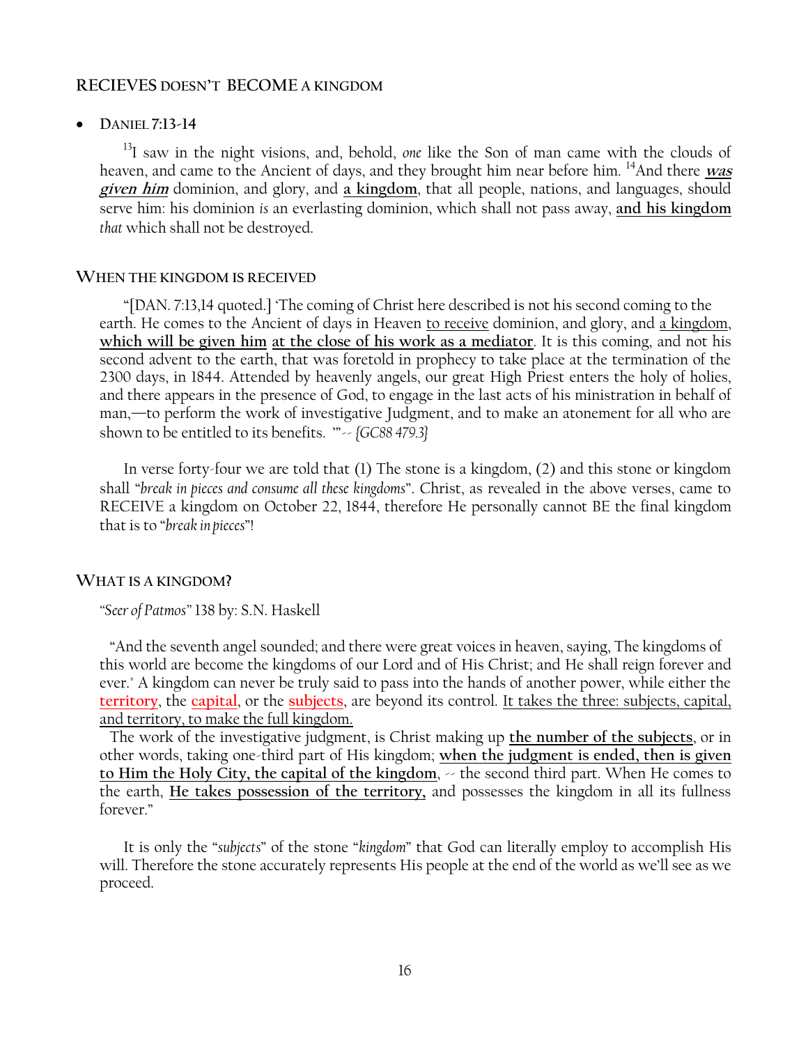## RECIEVES DOESN'T BECOME A KINGDOM

- **DANIEL 7:13-14**

[13]I saw in the night visions, and, behold, *one* like the Son of man came with the clouds of heaven, and came to the Ancient of days, and they brought him near before him. [14]And there ***was given him*** dominion, and glory, and **a kingdom**, that all people, nations, and languages, should serve him: his dominion *is* an everlasting dominion, which shall not pass away, **and his kingdom** *that* which shall not be destroyed.

## WHEN THE KINGDOM IS RECEIVED

"[DAN. 7:13,14 quoted.] 'The coming of Christ here described is not his second coming to the earth. He comes to the Ancient of days in Heaven to receive dominion, and glory, and a kingdom, **which will be given him at the close of his work as a mediator**. It is this coming, and not his second advent to the earth, that was foretold in prophecy to take place at the termination of the 2300 days, in 1844. Attended by heavenly angels, our great High Priest enters the holy of holies, and there appears in the presence of God, to engage in the last acts of his ministration in behalf of man,—to perform the work of investigative Judgment, and to make an atonement for all who are shown to be entitled to its benefits. '"-- *{GC88 479.3}*

In verse forty-four we are told that (1) The stone is a kingdom, (2) and this stone or kingdom shall "*break in pieces and consume all these kingdoms*". Christ, as revealed in the above verses, came to RECEIVE a kingdom on October 22, 1844, therefore He personally cannot BE the final kingdom that is to "*break in pieces*"!

## WHAT IS A KINGDOM?

"*Seer of Patmos*" 138 by: S.N. Haskell

"And the seventh angel sounded; and there were great voices in heaven, saying, The kingdoms of this world are become the kingdoms of our Lord and of His Christ; and He shall reign forever and ever." A kingdom can never be truly said to pass into the hands of another power, while either the **territory**, the **capital**, or the **subjects**, are beyond its control. It takes the three: subjects, capital, and territory, to make the full kingdom.

The work of the investigative judgment, is Christ making up **the number of the subjects**, or in other words, taking one-third part of His kingdom; **when the judgment is ended, then is given to Him the Holy City, the capital of the kingdom**, -- the second third part. When He comes to the earth, **He takes possession of the territory,** and possesses the kingdom in all its fullness forever."

It is only the "*subjects*" of the stone "*kingdom*" that God can literally employ to accomplish His will. Therefore the stone accurately represents His people at the end of the world as we'll see as we proceed.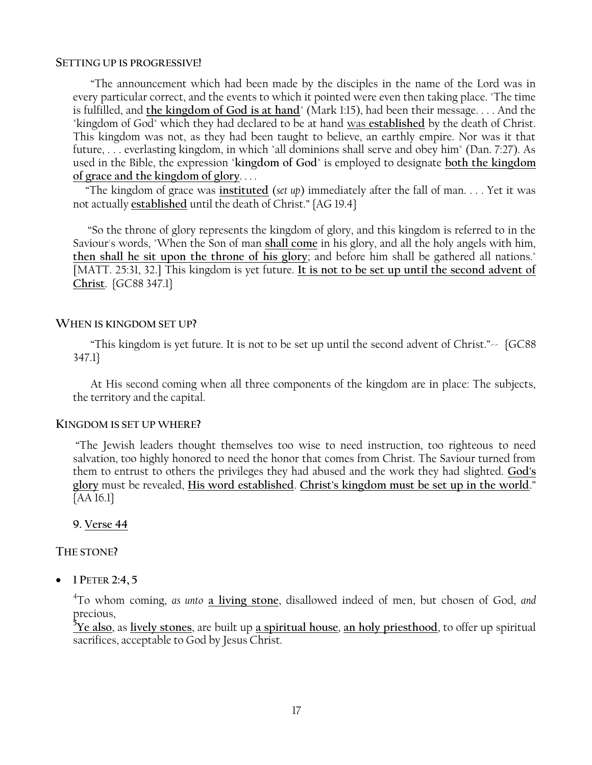**SETTING UP IS PROGRESSIVE!**

"The announcement which had been made by the disciples in the name of the Lord was in every particular correct, and the events to which it pointed were even then taking place. "The time is fulfilled, and **the kingdom of God is at hand**" (Mark 1:15), had been their message. . . . And the "kingdom of God" which they had declared to be at hand was **established** by the death of Christ. This kingdom was not, as they had been taught to believe, an earthly empire. Nor was it that future, . . . everlasting kingdom, in which "all dominions shall serve and obey him" (Dan. 7:27). As used in the Bible, the expression "**kingdom of God**" is employed to designate **both the kingdom of grace and the kingdom of glory**. . . .

"The kingdom of grace was **instituted** (*set up*) immediately after the fall of man. . . . Yet it was not actually **established** until the death of Christ." {AG 19.4}

"So the throne of glory represents the kingdom of glory, and this kingdom is referred to in the Saviour's words, "When the Son of man **shall come** in his glory, and all the holy angels with him, **then shall he sit upon the throne of his glory**; and before him shall be gathered all nations." [MATT. 25:31, 32.] This kingdom is yet future. **It is not to be set up until the second advent of Christ**. {GC88 347.1}

**WHEN IS KINGDOM SET UP?**

"This kingdom is yet future. It is not to be set up until the second advent of Christ."-- {GC88 347.1}

At His second coming when all three components of the kingdom are in place: The subjects, the territory and the capital.

**KINGDOM IS SET UP WHERE?**

"The Jewish leaders thought themselves too wise to need instruction, too righteous to need salvation, too highly honored to need the honor that comes from Christ. The Saviour turned from them to entrust to others the privileges they had abused and the work they had slighted. **God's glory** must be revealed, **His word established**. **Christ's kingdom must be set up in the world**." {AA 16.1}

**9. Verse 44**

**THE STONE?**

- **1 PETER 2:4, 5**

[4]To whom coming, *as unto* **a living stone**, disallowed indeed of men, but chosen of God, *and* precious,
[5]**Ye also**, as **lively stones**, are built up **a spiritual house**, **an holy priesthood**, to offer up spiritual sacrifices, acceptable to God by Jesus Christ.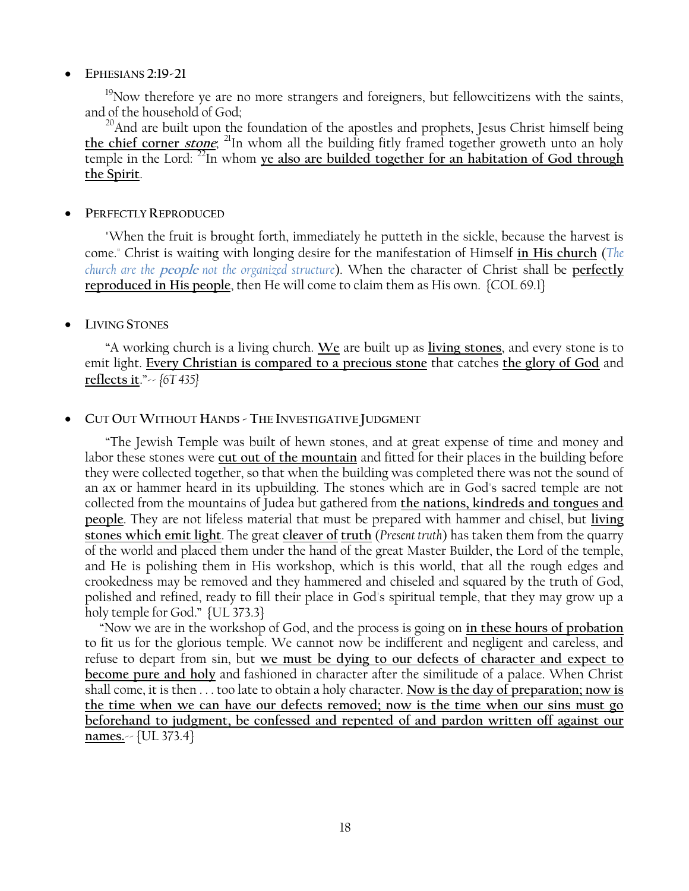- **EPHESIANS 2:19-21**

  [19]Now therefore ye are no more strangers and foreigners, but fellowcitizens with the saints, and of the household of God;

  [20]And are built upon the foundation of the apostles and prophets, Jesus Christ himself being **the chief corner *stone***; [21]In whom all the building fitly framed together groweth unto an holy temple in the Lord: [22]In whom **ye also are builded together for an habitation of God through the Spirit**.

- **PERFECTLY REPRODUCED**

  "When the fruit is brought forth, immediately he putteth in the sickle, because the harvest is come." Christ is waiting with longing desire for the manifestation of Himself **in His church** (*The church are the **people** not the organized structure*). When the character of Christ shall be **perfectly reproduced in His people**, then He will come to claim them as His own. {COL 69.1}

- **LIVING STONES**

  "A working church is a living church. **We** are built up as **living stones**, and every stone is to emit light. **Every Christian is compared to a precious stone** that catches **the glory of God** and **reflects it**."-- *{6T 435}*

- **CUT OUT WITHOUT HANDS - THE INVESTIGATIVE JUDGMENT**

  "The Jewish Temple was built of hewn stones, and at great expense of time and money and labor these stones were **cut out of the mountain** and fitted for their places in the building before they were collected together, so that when the building was completed there was not the sound of an ax or hammer heard in its upbuilding. The stones which are in God's sacred temple are not collected from the mountains of Judea but gathered from **the nations, kindreds and tongues and people**. They are not lifeless material that must be prepared with hammer and chisel, but **living stones which emit light**. The great **cleaver of truth** (*Present truth*) has taken them from the quarry of the world and placed them under the hand of the great Master Builder, the Lord of the temple, and He is polishing them in His workshop, which is this world, that all the rough edges and crookedness may be removed and they hammered and chiseled and squared by the truth of God, polished and refined, ready to fill their place in God's spiritual temple, that they may grow up a holy temple for God." {UL 373.3}

  "Now we are in the workshop of God, and the process is going on **in these hours of probation** to fit us for the glorious temple. We cannot now be indifferent and negligent and careless, and refuse to depart from sin, but **we must be dying to our defects of character and expect to become pure and holy** and fashioned in character after the similitude of a palace. When Christ shall come, it is then . . . too late to obtain a holy character. **Now is the day of preparation; now is the time when we can have our defects removed; now is the time when our sins must go beforehand to judgment, be confessed and repented of and pardon written off against our names.**-- {UL 373.4}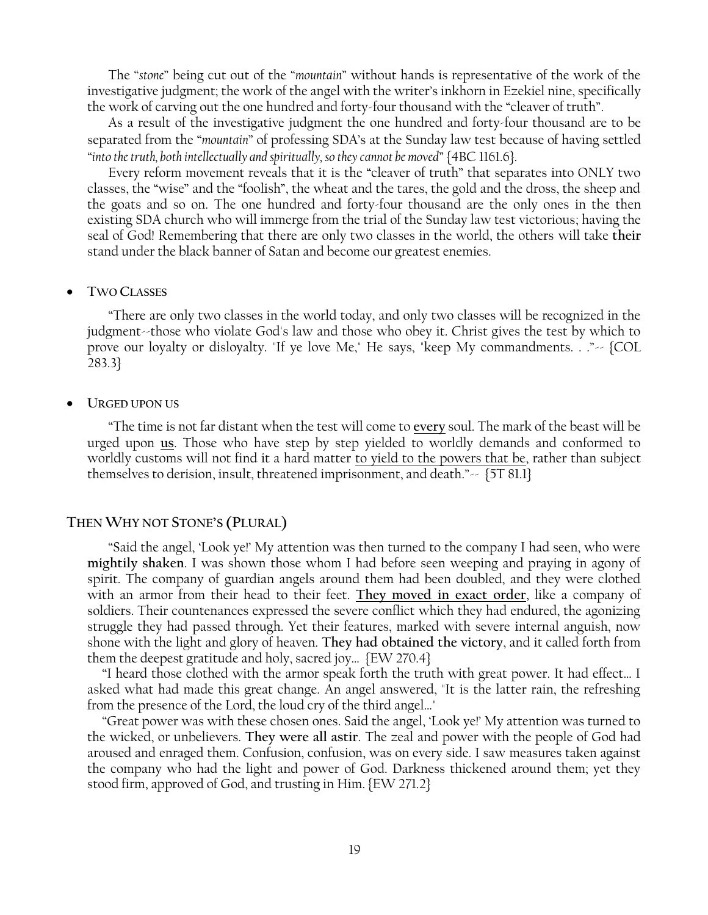The "*stone*" being cut out of the "*mountain*" without hands is representative of the work of the investigative judgment; the work of the angel with the writer's inkhorn in Ezekiel nine, specifically the work of carving out the one hundred and forty-four thousand with the "cleaver of truth".

As a result of the investigative judgment the one hundred and forty-four thousand are to be separated from the "*mountain*" of professing SDA's at the Sunday law test because of having settled "*into the truth, both intellectually and spiritually, so they cannot be moved*" {4BC 1161.6}.

Every reform movement reveals that it is the "cleaver of truth" that separates into ONLY two classes, the "wise" and the "foolish", the wheat and the tares, the gold and the dross, the sheep and the goats and so on. The one hundred and forty-four thousand are the only ones in the then existing SDA church who will immerge from the trial of the Sunday law test victorious; having the seal of God! Remembering that there are only two classes in the world, the others will take **their** stand under the black banner of Satan and become our greatest enemies.

- **TWO CLASSES**

"There are only two classes in the world today, and only two classes will be recognized in the judgment--those who violate God's law and those who obey it. Christ gives the test by which to prove our loyalty or disloyalty. "If ye love Me," He says, "keep My commandments. . ."-- {COL 283.3}

- **URGED UPON US**

"The time is not far distant when the test will come to **<u>every</u>** soul. The mark of the beast will be urged upon **<u>us</u>**. Those who have step by step yielded to worldly demands and conformed to worldly customs will not find it a hard matter <u>to yield to the powers that be</u>, rather than subject themselves to derision, insult, threatened imprisonment, and death."-- {5T 81.1}

## THEN WHY NOT STONE'S (PLURAL)

"Said the angel, 'Look ye!' My attention was then turned to the company I had seen, who were **mightily shaken**. I was shown those whom I had before seen weeping and praying in agony of spirit. The company of guardian angels around them had been doubled, and they were clothed with an armor from their head to their feet. **<u>They moved in exact order</u>**, like a company of soldiers. Their countenances expressed the severe conflict which they had endured, the agonizing struggle they had passed through. Yet their features, marked with severe internal anguish, now shone with the light and glory of heaven. **They had obtained the victory**, and it called forth from them the deepest gratitude and holy, sacred joy... {EW 270.4}

"I heard those clothed with the armor speak forth the truth with great power. It had effect... I asked what had made this great change. An angel answered, "It is the latter rain, the refreshing from the presence of the Lord, the loud cry of the third angel..."

"Great power was with these chosen ones. Said the angel, 'Look ye!' My attention was turned to the wicked, or unbelievers. **They were all astir**. The zeal and power with the people of God had aroused and enraged them. Confusion, confusion, was on every side. I saw measures taken against the company who had the light and power of God. Darkness thickened around them; yet they stood firm, approved of God, and trusting in Him. {EW 271.2}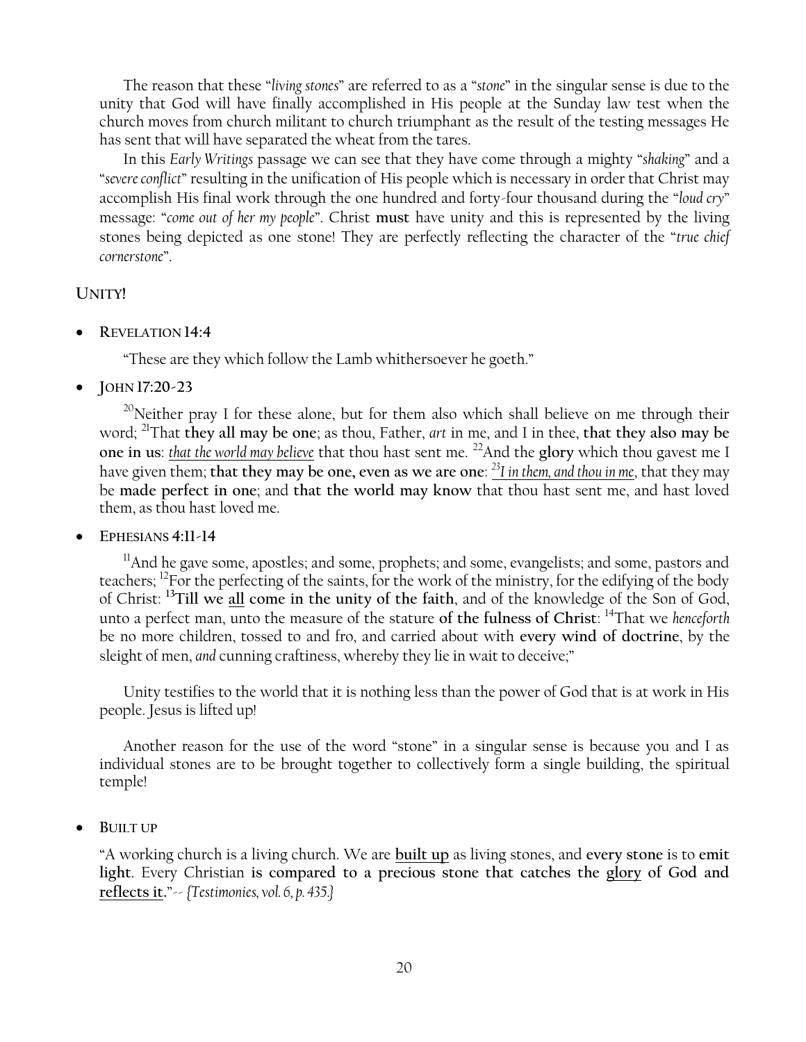The reason that these "*living stones*" are referred to as a "*stone*" in the singular sense is due to the unity that God will have finally accomplished in His people at the Sunday law test when the church moves from church militant to church triumphant as the result of the testing messages He has sent that will have separated the wheat from the tares.

In this *Early Writings* passage we can see that they have come through a mighty "*shaking*" and a "*severe conflict*" resulting in the unification of His people which is necessary in order that Christ may accomplish His final work through the one hundred and forty-four thousand during the "*loud cry*" message: "*come out of her my people*". Christ **must** have unity and this is represented by the living stones being depicted as one stone! They are perfectly reflecting the character of the "*true chief cornerstone*".

## UNITY!

- **REVELATION 14:4**

  "These are they which follow the Lamb whithersoever he goeth."

- **JOHN 17:20-23**

  [20]Neither pray I for these alone, but for them also which shall believe on me through their word; [21]That **they all may be one**; as thou, Father, *art* in me, and I in thee, **that they also may be one in us**: <u>*that the world may believe*</u> that thou hast sent me. [22]And the **glory** which thou gavest me I have given them; **that they may be one, even as we are one**: <u>*[23]I in them, and thou in me*</u>, that they may be **made perfect in one**; and **that the world may know** that thou hast sent me, and hast loved them, as thou hast loved me.

- **EPHESIANS 4:11-14**

  [11]And he gave some, apostles; and some, prophets; and some, evangelists; and some, pastors and teachers; [12]For the perfecting of the saints, for the work of the ministry, for the edifying of the body of Christ: **[13]Till we <u>all</u> come in the unity of the faith**, and of the knowledge of the Son of God, unto a perfect man, unto the measure of the stature **of the fulness of Christ**: [14]That we *henceforth* be no more children, tossed to and fro, and carried about with **every wind of doctrine**, by the sleight of men, *and* cunning craftiness, whereby they lie in wait to deceive;"

Unity testifies to the world that it is nothing less than the power of God that is at work in His people. Jesus is lifted up!

Another reason for the use of the word "stone" in a singular sense is because you and I as individual stones are to be brought together to collectively form a single building, the spiritual temple!

- **BUILT UP**

"A working church is a living church. We are **<u>built up</u>** as living stones, and **every stone** is to **emit light**. Every Christian **is compared to a precious stone that catches the <u>glory</u> of God and <u>reflects it</u>**."-- *{Testimonies, vol. 6, p. 435.}*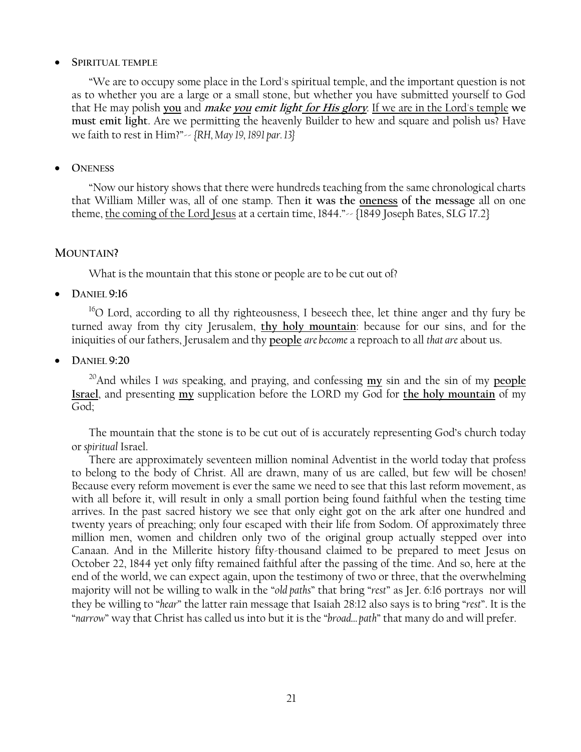- **SPIRITUAL TEMPLE**

"We are to occupy some place in the Lord's spiritual temple, and the important question is not as to whether you are a large or a small stone, but whether you have submitted yourself to God that He may polish **you** and ***make you emit light for His glory***. If we are in the Lord's temple **we must emit light**. Are we permitting the heavenly Builder to hew and square and polish us? Have we faith to rest in Him?"-- *{RH, May 19, 1891 par. 13}*

- **ONENESS**

"Now our history shows that there were hundreds teaching from the same chronological charts that William Miller was, all of one stamp. Then **it was the oneness of the message** all on one theme, the coming of the Lord Jesus at a certain time, 1844."-- {1849 Joseph Bates, SLG 17.2}

## MOUNTAIN?

What is the mountain that this stone or people are to be cut out of?

- **DANIEL 9:16**

[16]O Lord, according to all thy righteousness, I beseech thee, let thine anger and thy fury be turned away from thy city Jerusalem, **thy holy mountain**: because for our sins, and for the iniquities of our fathers, Jerusalem and thy **people** *are become* a reproach to all *that are* about us.

- **DANIEL 9:20**

[20]And whiles I *was* speaking, and praying, and confessing **my** sin and the sin of my **people Israel**, and presenting **my** supplication before the LORD my God for **the holy mountain** of my God;

The mountain that the stone is to be cut out of is accurately representing God's church today or *spiritual* Israel.

There are approximately seventeen million nominal Adventist in the world today that profess to belong to the body of Christ. All are drawn, many of us are called, but few will be chosen! Because every reform movement is ever the same we need to see that this last reform movement, as with all before it, will result in only a small portion being found faithful when the testing time arrives. In the past sacred history we see that only eight got on the ark after one hundred and twenty years of preaching; only four escaped with their life from Sodom. Of approximately three million men, women and children only two of the original group actually stepped over into Canaan. And in the Millerite history fifty-thousand claimed to be prepared to meet Jesus on October 22, 1844 yet only fifty remained faithful after the passing of the time. And so, here at the end of the world, we can expect again, upon the testimony of two or three, that the overwhelming majority will not be willing to walk in the "*old paths*" that bring "*rest*" as Jer. 6:16 portrays nor will they be willing to "*hear*" the latter rain message that Isaiah 28:12 also says is to bring "*rest*". It is the "*narrow*" way that Christ has called us into but it is the "*broad… path*" that many do and will prefer.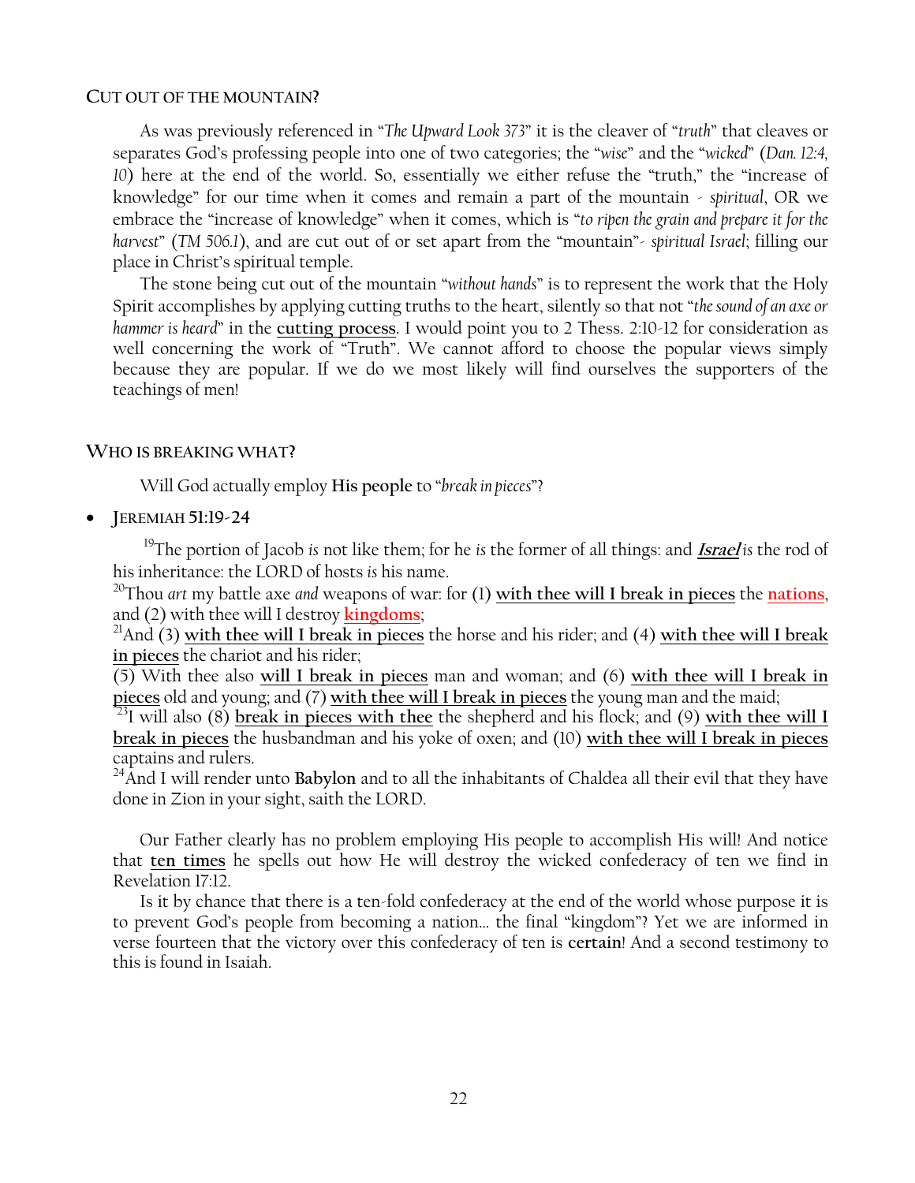### CUT OUT OF THE MOUNTAIN?

As was previously referenced in "*The Upward Look 373*" it is the cleaver of "*truth*" that cleaves or separates God's professing people into one of two categories; the "*wise*" and the "*wicked*" (*Dan. 12:4, 10*) here at the end of the world. So, essentially we either refuse the "truth," the "increase of knowledge" for our time when it comes and remain a part of the mountain - *spiritual*, OR we embrace the "increase of knowledge" when it comes, which is "*to ripen the grain and prepare it for the harvest*" (*TM 506.1*), and are cut out of or set apart from the "mountain"- *spiritual Israel*; filling our place in Christ's spiritual temple.

The stone being cut out of the mountain "*without hands*" is to represent the work that the Holy Spirit accomplishes by applying cutting truths to the heart, silently so that not "*the sound of an axe or hammer is heard*" in the **cutting process**. I would point you to 2 Thess. 2:10-12 for consideration as well concerning the work of "Truth". We cannot afford to choose the popular views simply because they are popular. If we do we most likely will find ourselves the supporters of the teachings of men!

### WHO IS BREAKING WHAT?

Will God actually employ **His people** to "*break in pieces*"?

- **JEREMIAH 51:19-24**

[19]The portion of Jacob *is* not like them; for he *is* the former of all things: and ***Israel*** *is* the rod of his inheritance: the LORD of hosts *is* his name.
[20]Thou *art* my battle axe *and* weapons of war: for (1) **with thee will I break in pieces** the **nations**, and (2) with thee will I destroy **kingdoms**;
[21]And (3) **with thee will I break in pieces** the horse and his rider; and (4) **with thee will I break in pieces** the chariot and his rider;
(5) With thee also **will I break in pieces** man and woman; and (6) **with thee will I break in pieces** old and young; and (7) **with thee will I break in pieces** the young man and the maid;
[23]I will also (8) **break in pieces with thee** the shepherd and his flock; and (9) **with thee will I break in pieces** the husbandman and his yoke of oxen; and (10) **with thee will I break in pieces** captains and rulers.
[24]And I will render unto **Babylon** and to all the inhabitants of Chaldea all their evil that they have done in Zion in your sight, saith the LORD.

Our Father clearly has no problem employing His people to accomplish His will! And notice that **ten times** he spells out how He will destroy the wicked confederacy of ten we find in Revelation 17:12.

Is it by chance that there is a ten-fold confederacy at the end of the world whose purpose it is to prevent God's people from becoming a nation… the final "kingdom"? Yet we are informed in verse fourteen that the victory over this confederacy of ten is **certain**! And a second testimony to this is found in Isaiah.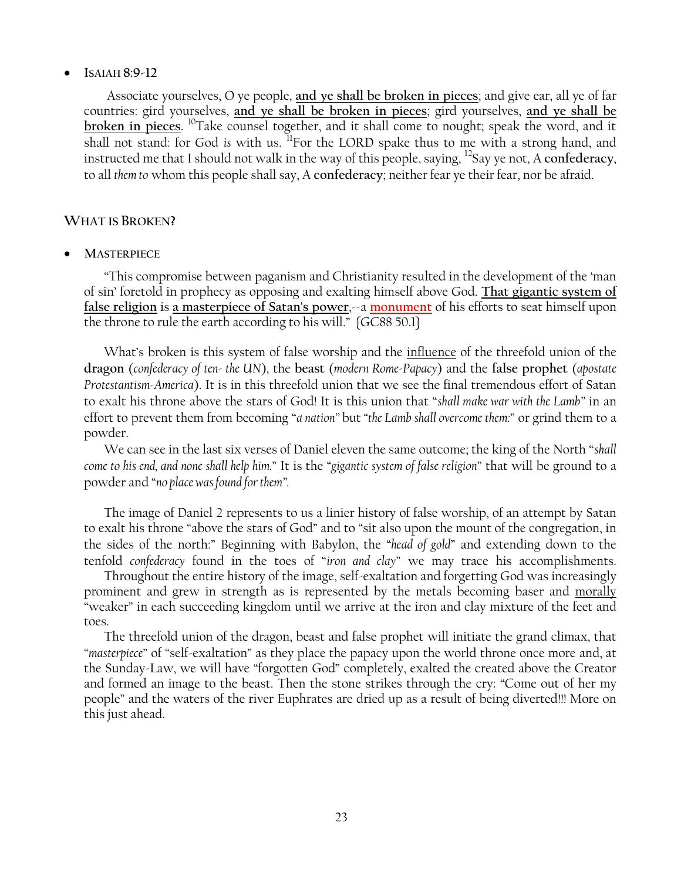- **Isaiah 8:9-12**

  Associate yourselves, O ye people, **and ye shall be broken in pieces**; and give ear, all ye of far countries: gird yourselves, **and ye shall be broken in pieces**; gird yourselves, **and ye shall be broken in pieces**. [10]Take counsel together, and it shall come to nought; speak the word, and it shall not stand: for God *is* with us. [11]For the LORD spake thus to me with a strong hand, and instructed me that I should not walk in the way of this people, saying, [12]Say ye not, A **confederacy**, to all *them to* whom this people shall say, A **confederacy**; neither fear ye their fear, nor be afraid.

## What is Broken?

- **Masterpiece**

  "This compromise between paganism and Christianity resulted in the development of the 'man of sin' foretold in prophecy as opposing and exalting himself above God. **That gigantic system of false religion** is **a masterpiece of Satan's power**,--a **monument** of his efforts to seat himself upon the throne to rule the earth according to his will." {GC88 50.1}

  What's broken is this system of false worship and the influence of the threefold union of the **dragon** (*confederacy of ten- the UN*), the **beast** (*modern Rome-Papacy*) and the **false prophet** (*apostate Protestantism-America*). It is in this threefold union that we see the final tremendous effort of Satan to exalt his throne above the stars of God! It is this union that "*shall make war with the Lamb*" in an effort to prevent them from becoming "*a nation*" but "*the Lamb shall overcome them:*" or grind them to a powder.

  We can see in the last six verses of Daniel eleven the same outcome; the king of the North "*shall come to his end, and none shall help him.*" It is the "*gigantic system of false religion*" that will be ground to a powder and "*no place was found for them*".

  The image of Daniel 2 represents to us a linier history of false worship, of an attempt by Satan to exalt his throne "above the stars of God" and to "sit also upon the mount of the congregation, in the sides of the north:" Beginning with Babylon, the "*head of gold*" and extending down to the tenfold *confederacy* found in the toes of "*iron and clay*" we may trace his accomplishments.

  Throughout the entire history of the image, self-exaltation and forgetting God was increasingly prominent and grew in strength as is represented by the metals becoming baser and morally "weaker" in each succeeding kingdom until we arrive at the iron and clay mixture of the feet and toes.

  The threefold union of the dragon, beast and false prophet will initiate the grand climax, that "*masterpiece*" of "self-exaltation" as they place the papacy upon the world throne once more and, at the Sunday-Law, we will have "forgotten God" completely, exalted the created above the Creator and formed an image to the beast. Then the stone strikes through the cry: "Come out of her my people" and the waters of the river Euphrates are dried up as a result of being diverted!!! More on this just ahead.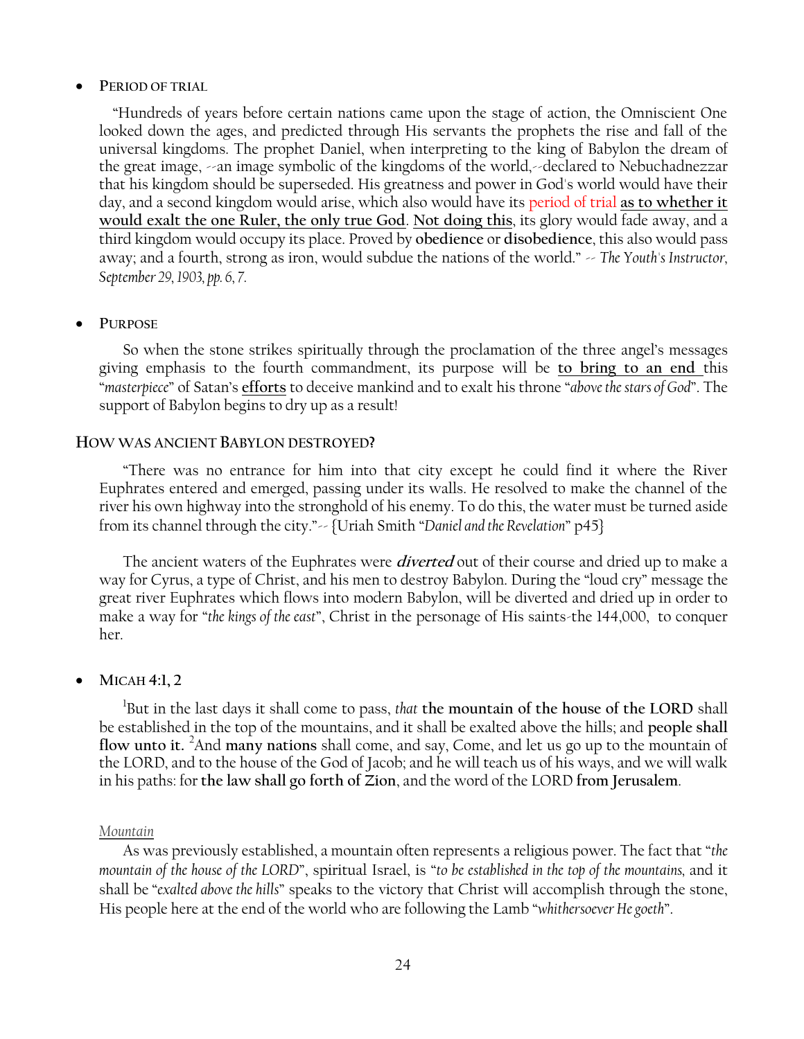- **PERIOD OF TRIAL**

  "Hundreds of years before certain nations came upon the stage of action, the Omniscient One looked down the ages, and predicted through His servants the prophets the rise and fall of the universal kingdoms. The prophet Daniel, when interpreting to the king of Babylon the dream of the great image, --an image symbolic of the kingdoms of the world,--declared to Nebuchadnezzar that his kingdom should be superseded. His greatness and power in God's world would have their day, and a second kingdom would arise, which also would have its period of trial **as to whether it would exalt the one Ruler, the only true God**. **Not doing this**, its glory would fade away, and a third kingdom would occupy its place. Proved by **obedience** or **disobedience**, this also would pass away; and a fourth, strong as iron, would subdue the nations of the world." -- *The Youth's Instructor, September 29, 1903, pp. 6, 7.*

- **PURPOSE**

  So when the stone strikes spiritually through the proclamation of the three angel's messages giving emphasis to the fourth commandment, its purpose will be **to bring to an end** this "*masterpiece*" of Satan's **efforts** to deceive mankind and to exalt his throne "*above the stars of God*". The support of Babylon begins to dry up as a result!

## HOW WAS ANCIENT BABYLON DESTROYED?

"There was no entrance for him into that city except he could find it where the River Euphrates entered and emerged, passing under its walls. He resolved to make the channel of the river his own highway into the stronghold of his enemy. To do this, the water must be turned aside from its channel through the city."-- {Uriah Smith "*Daniel and the Revelation*" p45}

The ancient waters of the Euphrates were ***diverted*** out of their course and dried up to make a way for Cyrus, a type of Christ, and his men to destroy Babylon. During the "loud cry" message the great river Euphrates which flows into modern Babylon, will be diverted and dried up in order to make a way for "*the kings of the east*", Christ in the personage of His saints-the 144,000, to conquer her.

- **MICAH 4:1, 2**

  [1]But in the last days it shall come to pass, *that* **the mountain of the house of the LORD** shall be established in the top of the mountains, and it shall be exalted above the hills; and **people shall flow unto it.** [2]And **many nations** shall come, and say, Come, and let us go up to the mountain of the LORD, and to the house of the God of Jacob; and he will teach us of his ways, and we will walk in his paths: for **the law shall go forth of Zion**, and the word of the LORD **from Jerusalem**.

*Mountain*

As was previously established, a mountain often represents a religious power. The fact that "*the mountain of the house of the LORD*", spiritual Israel, is "*to be established in the top of the mountains,* and it shall be "*exalted above the hills*" speaks to the victory that Christ will accomplish through the stone, His people here at the end of the world who are following the Lamb "*whithersoever He goeth*".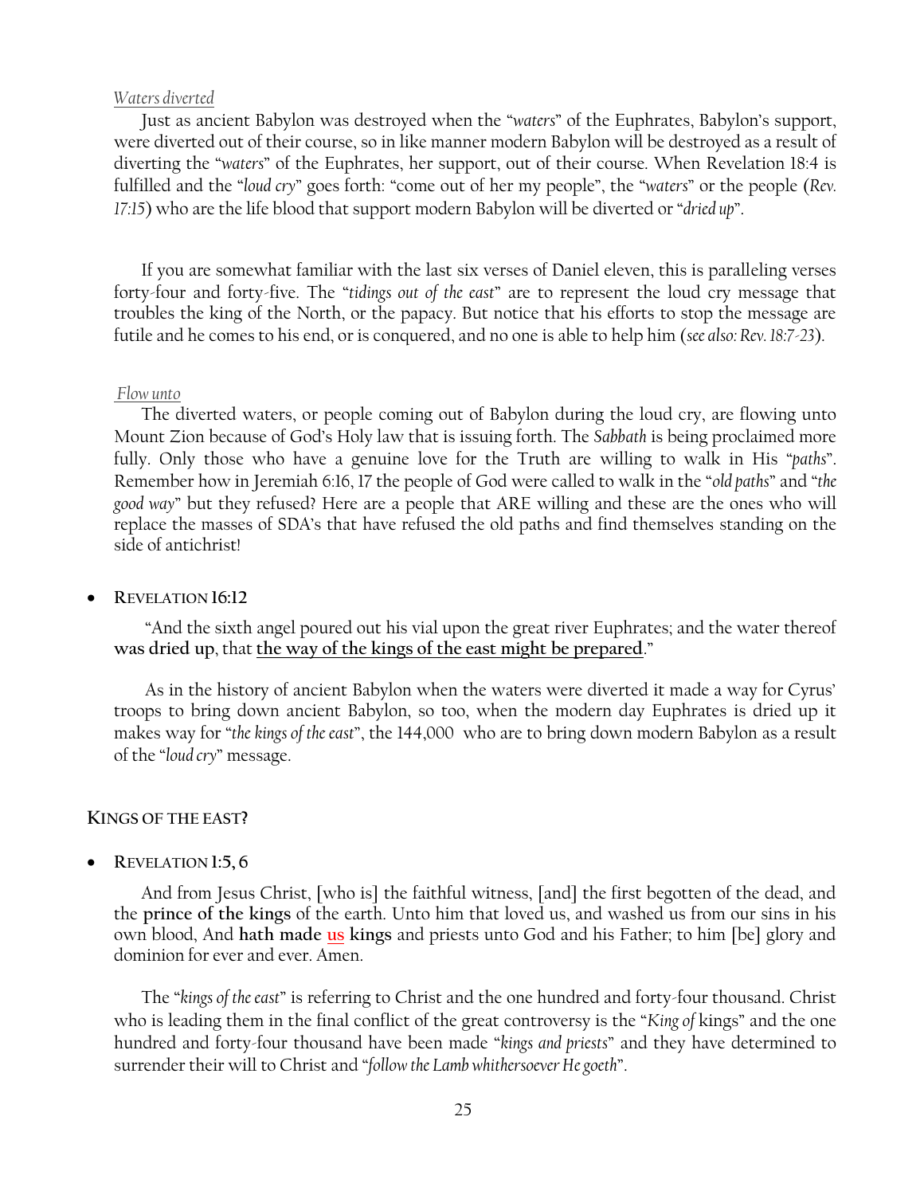*Waters diverted*

Just as ancient Babylon was destroyed when the "*waters*" of the Euphrates, Babylon's support, were diverted out of their course, so in like manner modern Babylon will be destroyed as a result of diverting the "*waters*" of the Euphrates, her support, out of their course. When Revelation 18:4 is fulfilled and the "*loud cry*" goes forth: "come out of her my people", the "*waters*" or the people (*Rev. 17:15*) who are the life blood that support modern Babylon will be diverted or "*dried up*".

If you are somewhat familiar with the last six verses of Daniel eleven, this is paralleling verses forty-four and forty-five. The "*tidings out of the east*" are to represent the loud cry message that troubles the king of the North, or the papacy. But notice that his efforts to stop the message are futile and he comes to his end, or is conquered, and no one is able to help him (*see also: Rev. 18:7-23*).

*Flow unto*

The diverted waters, or people coming out of Babylon during the loud cry, are flowing unto Mount Zion because of God's Holy law that is issuing forth. The *Sabbath* is being proclaimed more fully. Only those who have a genuine love for the Truth are willing to walk in His "*paths*". Remember how in Jeremiah 6:16, 17 the people of God were called to walk in the "*old paths*" and "*the good way*" but they refused? Here are a people that ARE willing and these are the ones who will replace the masses of SDA's that have refused the old paths and find themselves standing on the side of antichrist!

- **REVELATION 16:12**

"And the sixth angel poured out his vial upon the great river Euphrates; and the water thereof **was dried up**, that **the way of the kings of the east might be prepared**."

As in the history of ancient Babylon when the waters were diverted it made a way for Cyrus' troops to bring down ancient Babylon, so too, when the modern day Euphrates is dried up it makes way for "*the kings of the east*", the 144,000 who are to bring down modern Babylon as a result of the "*loud cry*" message.

**KINGS OF THE EAST?**

- **REVELATION 1:5, 6**

And from Jesus Christ, [who is] the faithful witness, [and] the first begotten of the dead, and the **prince of the kings** of the earth. Unto him that loved us, and washed us from our sins in his own blood, And **hath made us kings** and priests unto God and his Father; to him [be] glory and dominion for ever and ever. Amen.

The "*kings of the east*" is referring to Christ and the one hundred and forty-four thousand. Christ who is leading them in the final conflict of the great controversy is the "*King of* kings" and the one hundred and forty-four thousand have been made "*kings and priests*" and they have determined to surrender their will to Christ and "*follow the Lamb whithersoever He goeth*".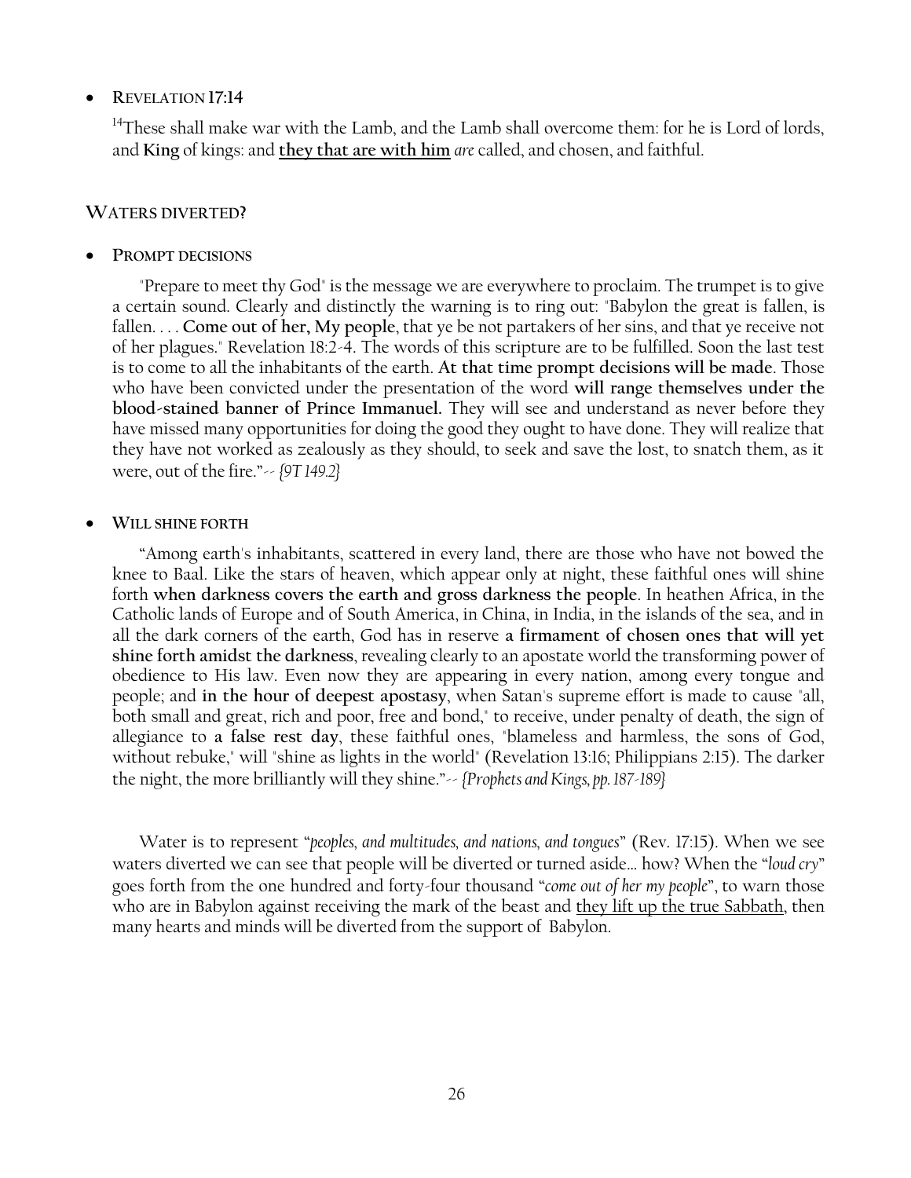- **REVELATION 17:14**

  14These shall make war with the Lamb, and the Lamb shall overcome them: for he is Lord of lords, and **King** of kings: and **<u>they that are with him</u>** *are* called, and chosen, and faithful.

## WATERS DIVERTED?

- **PROMPT DECISIONS**

  "Prepare to meet thy God" is the message we are everywhere to proclaim. The trumpet is to give a certain sound. Clearly and distinctly the warning is to ring out: "Babylon the great is fallen, is fallen. . . . **Come out of her, My people**, that ye be not partakers of her sins, and that ye receive not of her plagues." Revelation 18:2-4. The words of this scripture are to be fulfilled. Soon the last test is to come to all the inhabitants of the earth. **At that time prompt decisions will be made**. Those who have been convicted under the presentation of the word **will range themselves under the blood-stained banner of Prince Immanuel.** They will see and understand as never before they have missed many opportunities for doing the good they ought to have done. They will realize that they have not worked as zealously as they should, to seek and save the lost, to snatch them, as it were, out of the fire."-- *{9T 149.2}*

- **WILL SHINE FORTH**

  "Among earth's inhabitants, scattered in every land, there are those who have not bowed the knee to Baal. Like the stars of heaven, which appear only at night, these faithful ones will shine forth **when darkness covers the earth and gross darkness the people**. In heathen Africa, in the Catholic lands of Europe and of South America, in China, in India, in the islands of the sea, and in all the dark corners of the earth, God has in reserve **a firmament of chosen ones that will yet shine forth amidst the darkness**, revealing clearly to an apostate world the transforming power of obedience to His law. Even now they are appearing in every nation, among every tongue and people; and **in the hour of deepest apostasy**, when Satan's supreme effort is made to cause "all, both small and great, rich and poor, free and bond," to receive, under penalty of death, the sign of allegiance to **a false rest day**, these faithful ones, "blameless and harmless, the sons of God, without rebuke," will "shine as lights in the world" (Revelation 13:16; Philippians 2:15). The darker the night, the more brilliantly will they shine."-- *{Prophets and Kings, pp. 187-189}*

Water is to represent "*peoples, and multitudes, and nations, and tongues*" (Rev. 17:15). When we see waters diverted we can see that people will be diverted or turned aside… how? When the "*loud cry*" goes forth from the one hundred and forty-four thousand "*come out of her my people*", to warn those who are in Babylon against receiving the mark of the beast and <u>they lift up the true Sabbath</u>, then many hearts and minds will be diverted from the support of Babylon.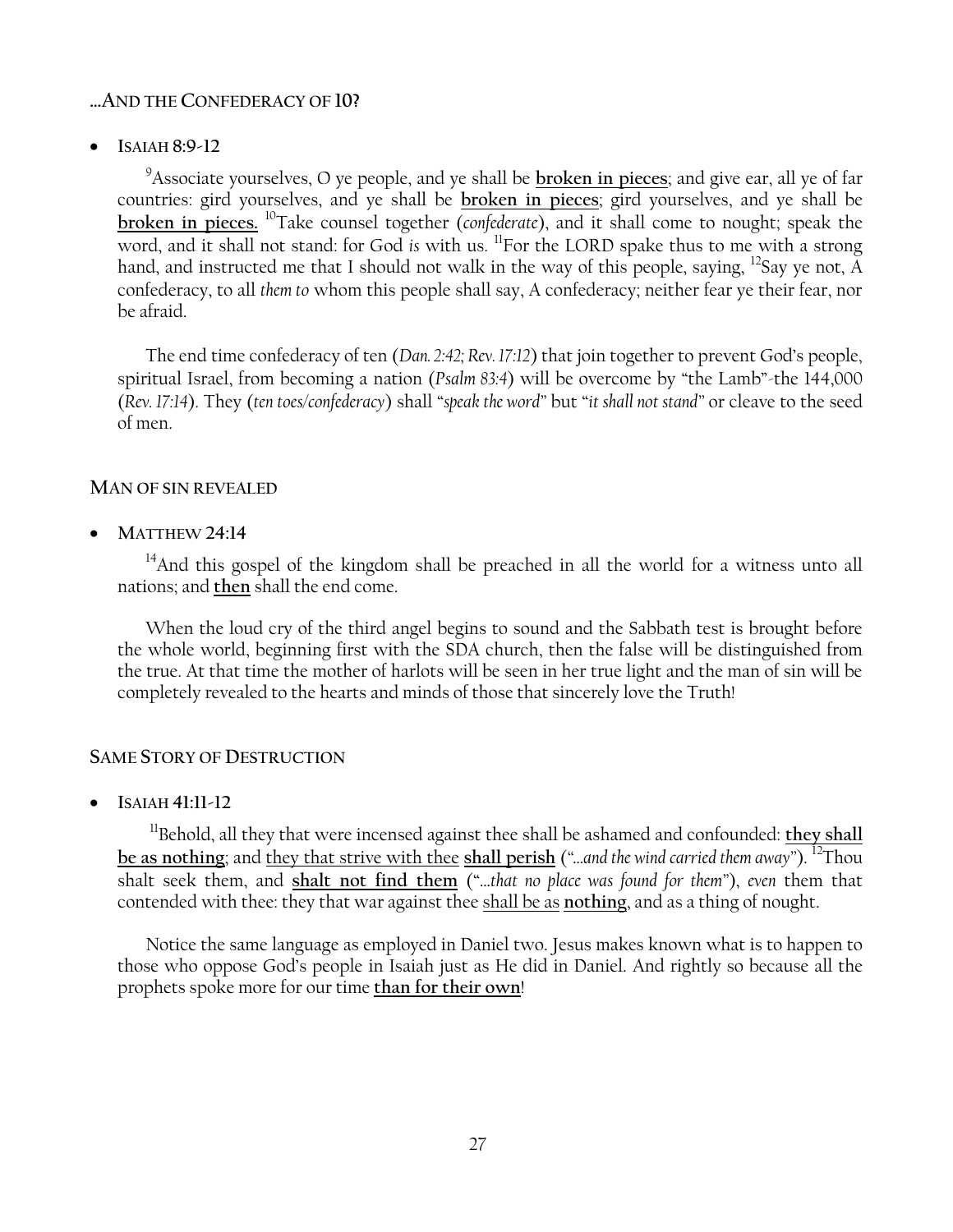## …AND THE CONFEDERACY OF 10?

- **ISAIAH 8:9-12**

[9]Associate yourselves, O ye people, and ye shall be **broken in pieces**; and give ear, all ye of far countries: gird yourselves, and ye shall be **broken in pieces**; gird yourselves, and ye shall be **broken in pieces.** [10]Take counsel together (*confederate*), and it shall come to nought; speak the word, and it shall not stand: for God *is* with us. [11]For the LORD spake thus to me with a strong hand, and instructed me that I should not walk in the way of this people, saying, [12]Say ye not, A confederacy, to all *them to* whom this people shall say, A confederacy; neither fear ye their fear, nor be afraid.

The end time confederacy of ten (*Dan. 2:42; Rev. 17:12*) that join together to prevent God's people, spiritual Israel, from becoming a nation (*Psalm 83:4*) will be overcome by "the Lamb"-the 144,000 (*Rev. 17:14*). They (*ten toes/confederacy*) shall "*speak the word*" but "*it shall not stand*" or cleave to the seed of men.

## MAN OF SIN REVEALED

- **MATTHEW 24:14**

[14]And this gospel of the kingdom shall be preached in all the world for a witness unto all nations; and **then** shall the end come.

When the loud cry of the third angel begins to sound and the Sabbath test is brought before the whole world, beginning first with the SDA church, then the false will be distinguished from the true. At that time the mother of harlots will be seen in her true light and the man of sin will be completely revealed to the hearts and minds of those that sincerely love the Truth!

## SAME STORY OF DESTRUCTION

- **ISAIAH 41:11-12**

[11]Behold, all they that were incensed against thee shall be ashamed and confounded: **they shall be as nothing**; and they that strive with thee **shall perish** ("*…and the wind carried them away*"). [12]Thou shalt seek them, and **shalt not find them** ("*…that no place was found for them*"), *even* them that contended with thee: they that war against thee shall be as **nothing**, and as a thing of nought.

Notice the same language as employed in Daniel two. Jesus makes known what is to happen to those who oppose God's people in Isaiah just as He did in Daniel. And rightly so because all the prophets spoke more for our time **than for their own**!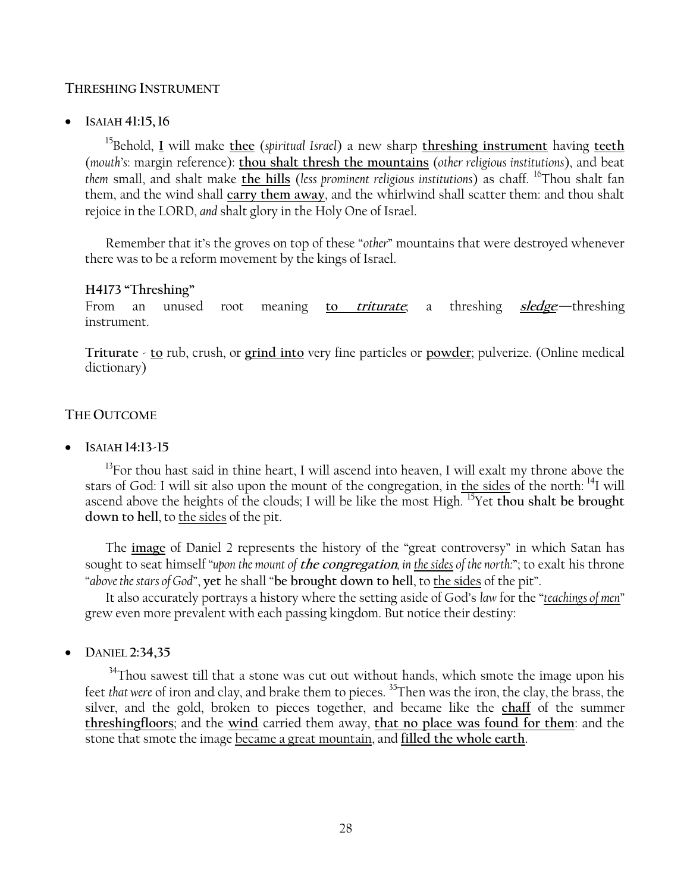## THRESHING INSTRUMENT

- **ISAIAH 41:15, 16**

  [15]Behold, **I** will make **thee** (*spiritual Israel*) a new sharp **threshing instrument** having **teeth** (*mouth's*: margin reference): **thou shalt thresh the mountains** (*other religious institutions*), and beat *them* small, and shalt make **the hills** (*less prominent religious institutions*) as chaff. [16]Thou shalt fan them, and the wind shall **carry them away**, and the whirlwind shall scatter them: and thou shalt rejoice in the LORD, *and* shalt glory in the Holy One of Israel.

  Remember that it's the groves on top of these "*other*" mountains that were destroyed whenever there was to be a reform movement by the kings of Israel.

  **H4173 "Threshing"**
  From an unused root meaning **to *triturate***; a threshing ***sledge***:—threshing instrument.

  **Triturate** - **to** rub, crush, or **grind into** very fine particles or **powder**; pulverize. (Online medical dictionary)

## THE OUTCOME

- **ISAIAH 14:13-15**

  [13]For thou hast said in thine heart, I will ascend into heaven, I will exalt my throne above the stars of God: I will sit also upon the mount of the congregation, in the sides of the north: [14]I will ascend above the heights of the clouds; I will be like the most High. [15]Yet **thou shalt be brought down to hell**, to the sides of the pit.

  The **image** of Daniel 2 represents the history of the "great controversy" in which Satan has sought to seat himself "*upon the mount of **the congregation**, in the sides of the north:*"; to exalt his throne "*above the stars of God*", **yet** he shall "**be brought down to hell**, to the sides of the pit".

  It also accurately portrays a history where the setting aside of God's *law* for the "*teachings of men*" grew even more prevalent with each passing kingdom. But notice their destiny:

- **DANIEL 2:34,35**

  [34]Thou sawest till that a stone was cut out without hands, which smote the image upon his feet *that were* of iron and clay, and brake them to pieces. [35]Then was the iron, the clay, the brass, the silver, and the gold, broken to pieces together, and became like the **chaff** of the summer **threshingfloors**; and the **wind** carried them away, **that no place was found for them**: and the stone that smote the image became a great mountain, and **filled the whole earth**.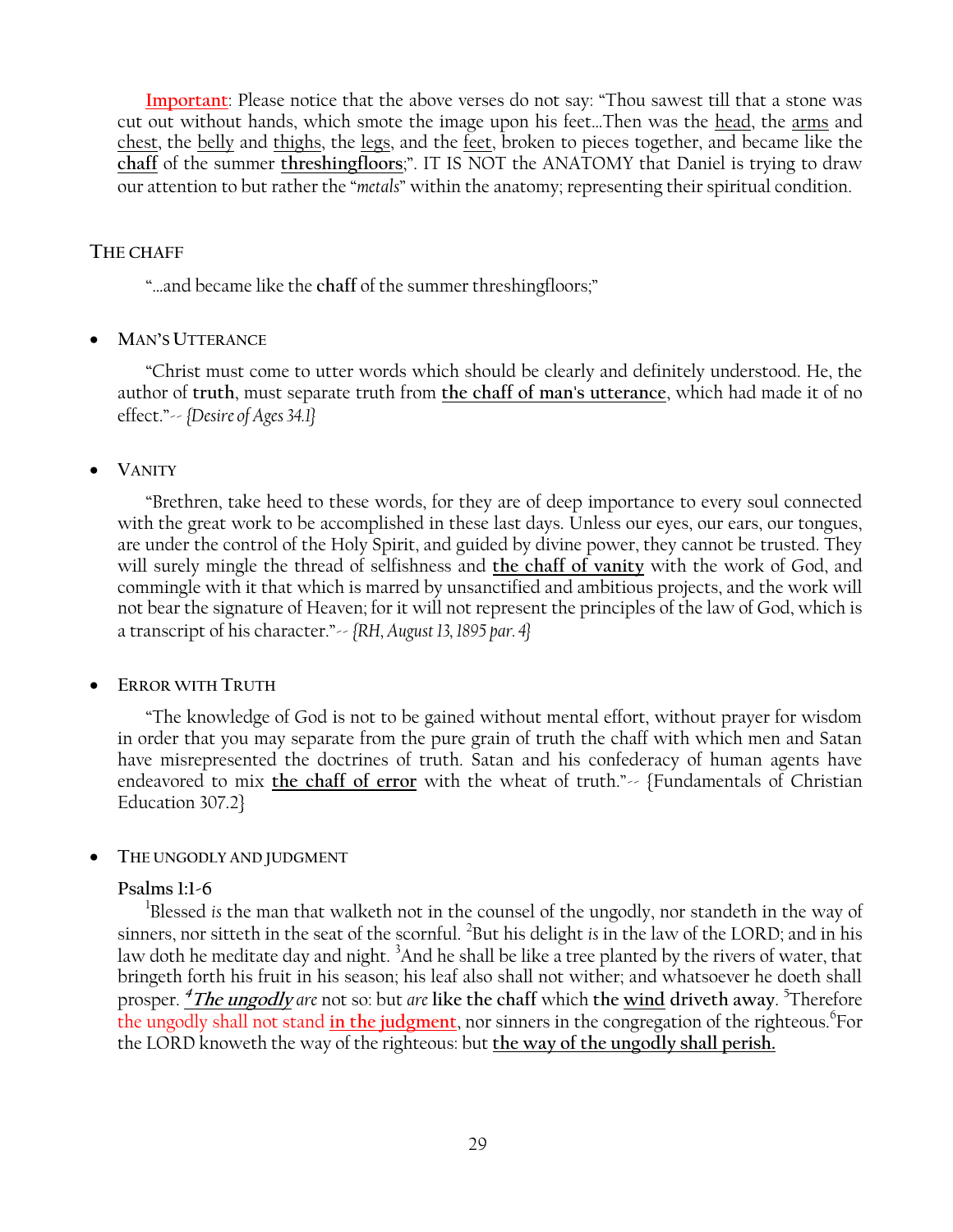**Important**: Please notice that the above verses do not say: "Thou sawest till that a stone was cut out without hands, which smote the image upon his feet…Then was the head, the arms and chest, the belly and thighs, the legs, and the feet, broken to pieces together, and became like the **chaff** of the summer **threshingfloors**;". IT IS NOT the ANATOMY that Daniel is trying to draw our attention to but rather the "*metals*" within the anatomy; representing their spiritual condition.

## THE CHAFF

"…and became like the **chaff** of the summer threshingfloors;"

- **MAN'S UTTERANCE**

"Christ must come to utter words which should be clearly and definitely understood. He, the author of **truth**, must separate truth from **the chaff of man's utterance**, which had made it of no effect."-- *{Desire of Ages 34.1}*

- **VANITY**

"Brethren, take heed to these words, for they are of deep importance to every soul connected with the great work to be accomplished in these last days. Unless our eyes, our ears, our tongues, are under the control of the Holy Spirit, and guided by divine power, they cannot be trusted. They will surely mingle the thread of selfishness and **the chaff of vanity** with the work of God, and commingle with it that which is marred by unsanctified and ambitious projects, and the work will not bear the signature of Heaven; for it will not represent the principles of the law of God, which is a transcript of his character."-- *{RH, August 13, 1895 par. 4}*

- **ERROR WITH TRUTH**

"The knowledge of God is not to be gained without mental effort, without prayer for wisdom in order that you may separate from the pure grain of truth the chaff with which men and Satan have misrepresented the doctrines of truth. Satan and his confederacy of human agents have endeavored to mix **the chaff of error** with the wheat of truth."-- {Fundamentals of Christian Education 307.2}

- **THE UNGODLY AND JUDGMENT**

**Psalms 1:1-6**

[1]Blessed *is* the man that walketh not in the counsel of the ungodly, nor standeth in the way of sinners, nor sitteth in the seat of the scornful. [2]But his delight *is* in the law of the LORD; and in his law doth he meditate day and night. [3]And he shall be like a tree planted by the rivers of water, that bringeth forth his fruit in his season; his leaf also shall not wither; and whatsoever he doeth shall prosper. ***[4]The ungodly*** *are* not so: but *are* **like the chaff** which **the wind driveth away**. [5]Therefore the ungodly shall not stand **in the judgment**, nor sinners in the congregation of the righteous.[6]For the LORD knoweth the way of the righteous: but **the way of the ungodly shall perish.**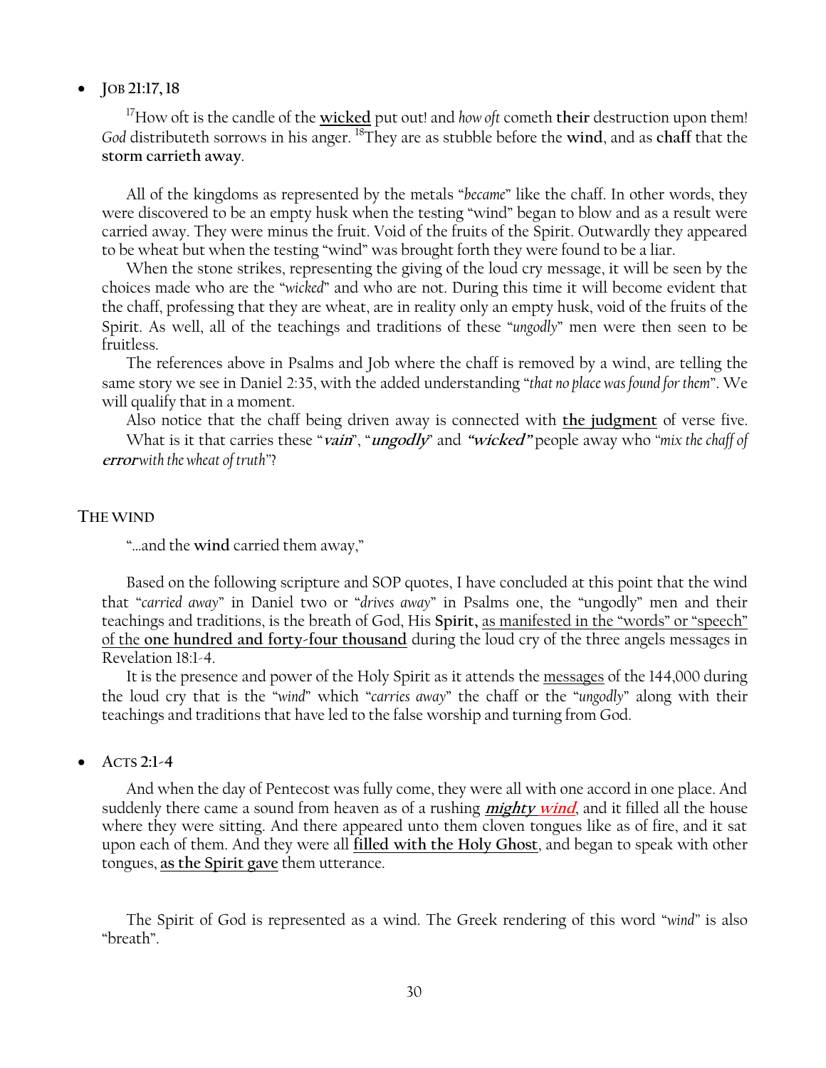- **JOB 21:17, 18**

[17]How oft is the candle of the **wicked** put out! and *how oft* cometh **their** destruction upon them! *God* distributeth sorrows in his anger. [18]They are as stubble before the **wind**, and as **chaff** that the **storm carrieth away**.

All of the kingdoms as represented by the metals "*became*" like the chaff. In other words, they were discovered to be an empty husk when the testing "wind" began to blow and as a result were carried away. They were minus the fruit. Void of the fruits of the Spirit. Outwardly they appeared to be wheat but when the testing "wind" was brought forth they were found to be a liar.

When the stone strikes, representing the giving of the loud cry message, it will be seen by the choices made who are the "*wicked*" and who are not. During this time it will become evident that the chaff, professing that they are wheat, are in reality only an empty husk, void of the fruits of the Spirit. As well, all of the teachings and traditions of these "*ungodly*" men were then seen to be fruitless.

The references above in Psalms and Job where the chaff is removed by a wind, are telling the same story we see in Daniel 2:35, with the added understanding "*that no place was found for them*". We will qualify that in a moment.

Also notice that the chaff being driven away is connected with **the judgment** of verse five. What is it that carries these "***vain***", "***ungodly***" and ***"wicked"*** people away who "*mix the chaff of* ***error*** *with the wheat of truth*"?

## THE WIND

"…and the **wind** carried them away,"

Based on the following scripture and SOP quotes, I have concluded at this point that the wind that "*carried away*" in Daniel two or "*drives away*" in Psalms one, the "ungodly" men and their teachings and traditions, is the breath of God, His **Spirit,** as manifested in the "words" or "speech" of the **one hundred and forty-four thousand** during the loud cry of the three angels messages in Revelation 18:1-4.

It is the presence and power of the Holy Spirit as it attends the messages of the 144,000 during the loud cry that is the "*wind*" which "*carries away*" the chaff or the "*ungodly*" along with their teachings and traditions that have led to the false worship and turning from God.

- **ACTS 2:1-4**

And when the day of Pentecost was fully come, they were all with one accord in one place. And suddenly there came a sound from heaven as of a rushing ***mighty wind***, and it filled all the house where they were sitting. And there appeared unto them cloven tongues like as of fire, and it sat upon each of them. And they were all **filled with the Holy Ghost**, and began to speak with other tongues, **as the Spirit gave** them utterance.

The Spirit of God is represented as a wind. The Greek rendering of this word "*wind*" is also "breath".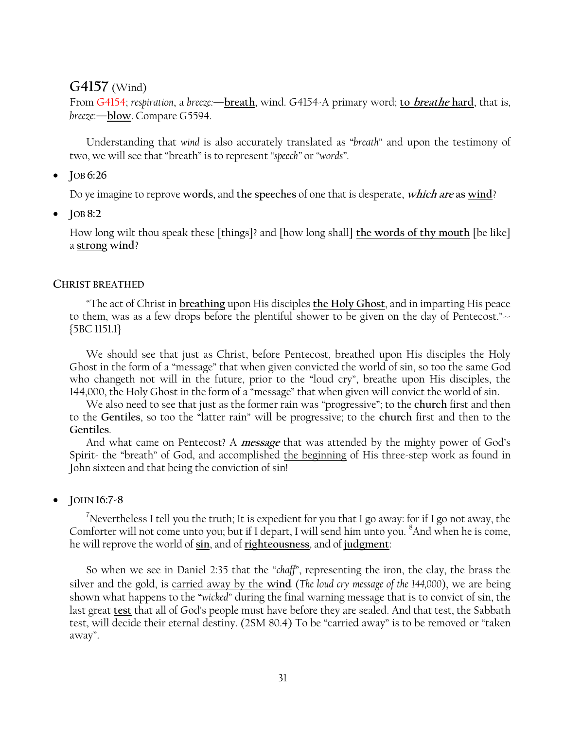## G4157 (Wind)

From G4154; *respiration*, a *breeze:*—**breath**, wind. G4154-A primary word; **to *breathe* hard**, that is, *breeze*:—**blow**. Compare G5594.

Understanding that *wind* is also accurately translated as "*breath*" and upon the testimony of two, we will see that "breath" is to represent "*speech*" or "*words*".

- **JOB 6:26**

  Do ye imagine to reprove **words**, and **the speeches** of one that is desperate, ***which are* as wind**?

- **JOB 8:2**

  How long wilt thou speak these [things]? and [how long shall] **the words of thy mouth** [be like] a **strong wind**?

### CHRIST BREATHED

"The act of Christ in **breathing** upon His disciples **the Holy Ghost**, and in imparting His peace to them, was as a few drops before the plentiful shower to be given on the day of Pentecost."-- {5BC 1151.1}

We should see that just as Christ, before Pentecost, breathed upon His disciples the Holy Ghost in the form of a "message" that when given convicted the world of sin, so too the same God who changeth not will in the future, prior to the "loud cry", breathe upon His disciples, the 144,000, the Holy Ghost in the form of a "message" that when given will convict the world of sin.

We also need to see that just as the former rain was "progressive"; to the **church** first and then to the **Gentiles**, so too the "latter rain" will be progressive; to the **church** first and then to the **Gentiles**.

And what came on Pentecost? A ***message*** that was attended by the mighty power of God's Spirit- the "breath" of God, and accomplished the beginning of His three-step work as found in John sixteen and that being the conviction of sin!

- **JOHN 16:7-8**

  [7]Nevertheless I tell you the truth; It is expedient for you that I go away: for if I go not away, the Comforter will not come unto you; but if I depart, I will send him unto you. [8]And when he is come, he will reprove the world of **sin**, and of **righteousness**, and of **judgment**:

So when we see in Daniel 2:35 that the "*chaff*", representing the iron, the clay, the brass the silver and the gold, is carried away by the **wind** (*The loud cry message of the 144,000*), we are being shown what happens to the "*wicked*" during the final warning message that is to convict of sin, the last great **test** that all of God's people must have before they are sealed. And that test, the Sabbath test, will decide their eternal destiny. (2SM 80.4) To be "carried away" is to be removed or "taken away".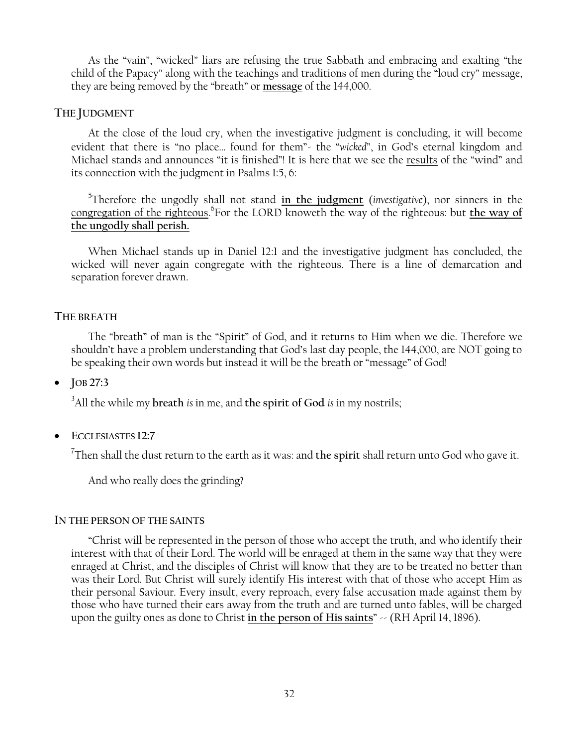As the "vain", "wicked" liars are refusing the true Sabbath and embracing and exalting "the child of the Papacy" along with the teachings and traditions of men during the "loud cry" message, they are being removed by the "breath" or **message** of the 144,000.

### THE JUDGMENT

At the close of the loud cry, when the investigative judgment is concluding, it will become evident that there is "no place… found for them"- the "*wicked*", in God's eternal kingdom and Michael stands and announces "it is finished"! It is here that we see the results of the "wind" and its connection with the judgment in Psalms 1:5, 6:

> [5]Therefore the ungodly shall not stand **in the judgment** (*investigative*), nor sinners in the congregation of the righteous.[6]For the LORD knoweth the way of the righteous: but **the way of the ungodly shall perish.**

When Michael stands up in Daniel 12:1 and the investigative judgment has concluded, the wicked will never again congregate with the righteous. There is a line of demarcation and separation forever drawn.

### THE BREATH

The "breath" of man is the "Spirit" of God, and it returns to Him when we die. Therefore we shouldn't have a problem understanding that God's last day people, the 144,000, are NOT going to be speaking their own words but instead it will be the breath or "message" of God!

- **JOB 27:3**

  [3]All the while my **breath** *is* in me, and **the spirit of God** *is* in my nostrils;

- **ECCLESIASTES 12:7**

  [7]Then shall the dust return to the earth as it was: and **the spirit** shall return unto God who gave it.

And who really does the grinding?

### IN THE PERSON OF THE SAINTS

"Christ will be represented in the person of those who accept the truth, and who identify their interest with that of their Lord. The world will be enraged at them in the same way that they were enraged at Christ, and the disciples of Christ will know that they are to be treated no better than was their Lord. But Christ will surely identify His interest with that of those who accept Him as their personal Saviour. Every insult, every reproach, every false accusation made against them by those who have turned their ears away from the truth and are turned unto fables, will be charged upon the guilty ones as done to Christ **in the person of His saints**" -- (RH April 14, 1896).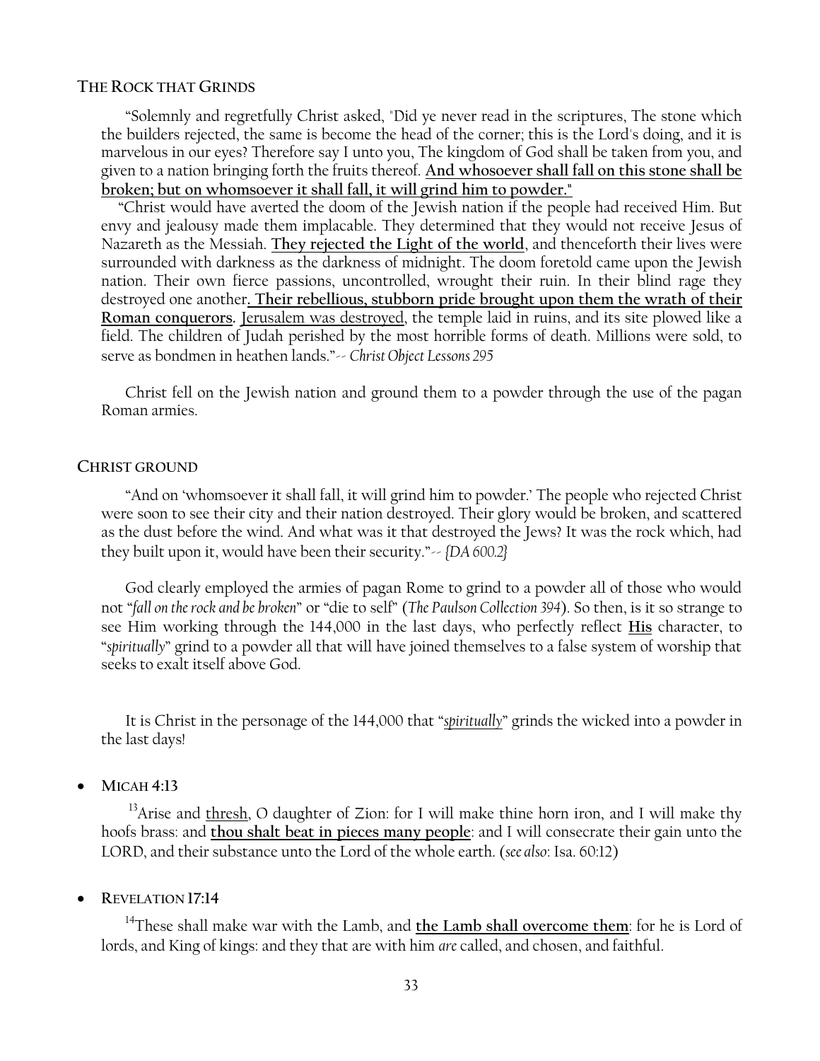### THE ROCK THAT GRINDS

"Solemnly and regretfully Christ asked, "Did ye never read in the scriptures, The stone which the builders rejected, the same is become the head of the corner; this is the Lord's doing, and it is marvelous in our eyes? Therefore say I unto you, The kingdom of God shall be taken from you, and given to a nation bringing forth the fruits thereof. **And whosoever shall fall on this stone shall be broken; but on whomsoever it shall fall, it will grind him to powder."**

"Christ would have averted the doom of the Jewish nation if the people had received Him. But envy and jealousy made them implacable. They determined that they would not receive Jesus of Nazareth as the Messiah. **They rejected the Light of the world**, and thenceforth their lives were surrounded with darkness as the darkness of midnight. The doom foretold came upon the Jewish nation. Their own fierce passions, uncontrolled, wrought their ruin. In their blind rage they destroyed one another**. Their rebellious, stubborn pride brought upon them the wrath of their Roman conquerors.** Jerusalem was destroyed, the temple laid in ruins, and its site plowed like a field. The children of Judah perished by the most horrible forms of death. Millions were sold, to serve as bondmen in heathen lands."-- *Christ Object Lessons 295*

Christ fell on the Jewish nation and ground them to a powder through the use of the pagan Roman armies.

### CHRIST GROUND

"And on 'whomsoever it shall fall, it will grind him to powder.' The people who rejected Christ were soon to see their city and their nation destroyed. Their glory would be broken, and scattered as the dust before the wind. And what was it that destroyed the Jews? It was the rock which, had they built upon it, would have been their security."-- *{DA 600.2}*

God clearly employed the armies of pagan Rome to grind to a powder all of those who would not "*fall on the rock and be broken*" or "die to self" (*The Paulson Collection 394*). So then, is it so strange to see Him working through the 144,000 in the last days, who perfectly reflect **His** character, to "*spiritually*" grind to a powder all that will have joined themselves to a false system of worship that seeks to exalt itself above God.

It is Christ in the personage of the 144,000 that "*spiritually*" grinds the wicked into a powder in the last days!

- **MICAH 4:13**

[13]Arise and thresh, O daughter of Zion: for I will make thine horn iron, and I will make thy hoofs brass: and **thou shalt beat in pieces many people**: and I will consecrate their gain unto the LORD, and their substance unto the Lord of the whole earth. (*see also*: Isa. 60:12)

- **REVELATION 17:14**

[14]These shall make war with the Lamb, and **the Lamb shall overcome them**: for he is Lord of lords, and King of kings: and they that are with him *are* called, and chosen, and faithful.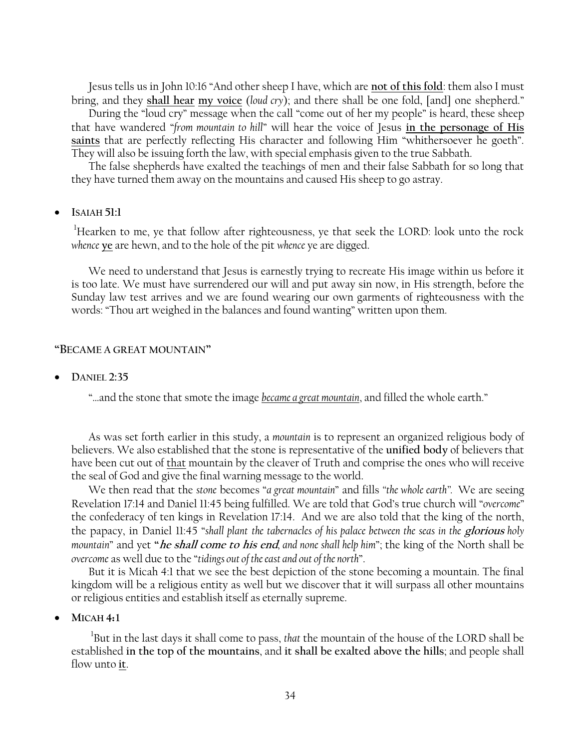Jesus tells us in John 10:16 "And other sheep I have, which are **not of this fold**: them also I must bring, and they **shall hear** **my voice** (*loud cry*); and there shall be one fold, [and] one shepherd."

During the "loud cry" message when the call "come out of her my people" is heard, these sheep that have wandered "*from mountain to hill*" will hear the voice of Jesus **in the personage of His saints** that are perfectly reflecting His character and following Him "whithersoever he goeth". They will also be issuing forth the law, with special emphasis given to the true Sabbath.

The false shepherds have exalted the teachings of men and their false Sabbath for so long that they have turned them away on the mountains and caused His sheep to go astray.

- **ISAIAH 51:1**

[1]Hearken to me, ye that follow after righteousness, ye that seek the LORD: look unto the rock *whence* **ye** are hewn, and to the hole of the pit *whence* ye are digged.

We need to understand that Jesus is earnestly trying to recreate His image within us before it is too late. We must have surrendered our will and put away sin now, in His strength, before the Sunday law test arrives and we are found wearing our own garments of righteousness with the words: "Thou art weighed in the balances and found wanting" written upon them.

### "BECAME A GREAT MOUNTAIN"

- **DANIEL 2:35**

"…and the stone that smote the image *became a great mountain*, and filled the whole earth."

As was set forth earlier in this study, a *mountain* is to represent an organized religious body of believers. We also established that the stone is representative of the **unified body** of believers that have been cut out of that mountain by the cleaver of Truth and comprise the ones who will receive the seal of God and give the final warning message to the world.

We then read that the *stone* becomes "*a great mountain*" and fills "*the whole earth*". We are seeing Revelation 17:14 and Daniel 11:45 being fulfilled. We are told that God's true church will "*overcome*" the confederacy of ten kings in Revelation 17:14. And we are also told that the king of the north, the papacy, in Daniel 11:45 "*shall plant the tabernacles of his palace between the seas in the* ***glorious*** *holy mountain*" and yet "***he shall come to his end****, and none shall help him*"; the king of the North shall be *overcome* as well due to the "*tidings out of the east and out of the north*".

But it is Micah 4:1 that we see the best depiction of the stone becoming a mountain. The final kingdom will be a religious entity as well but we discover that it will surpass all other mountains or religious entities and establish itself as eternally supreme.

- **MICAH 4:1**

[1]But in the last days it shall come to pass, *that* the mountain of the house of the LORD shall be established **in the top of the mountains**, and **it shall be exalted above the hills**; and people shall flow unto **it**.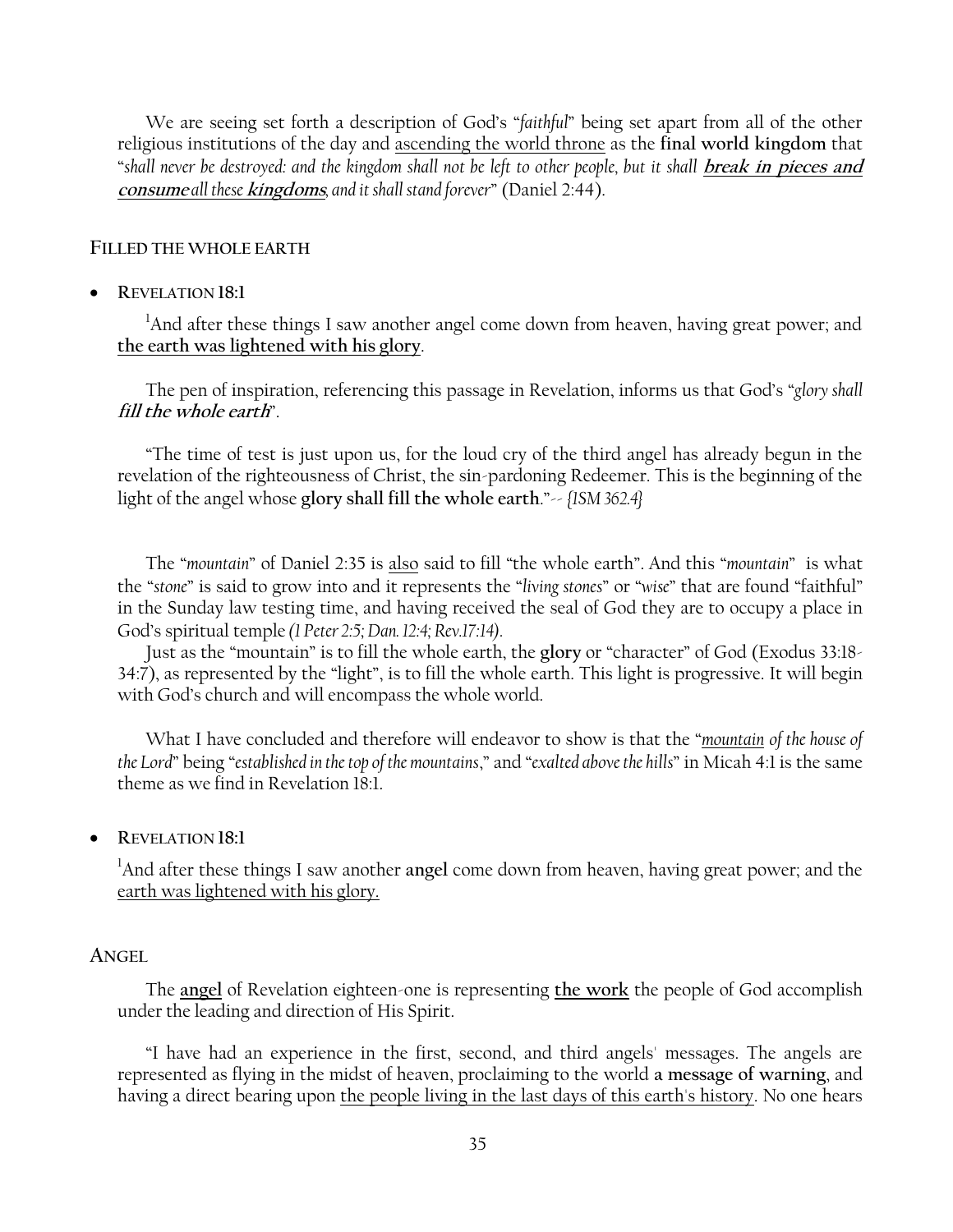We are seeing set forth a description of God's "*faithful*" being set apart from all of the other religious institutions of the day and <u>ascending the world throne</u> as the **final world kingdom** that "*shall never be destroyed: and the kingdom shall not be left to other people, but it shall* ***<u>break in pieces and consume</u>*** *<u>all these</u>* ***<u>kingdoms</u>***, *and it shall stand forever*" (Daniel 2:44).

## FILLED THE WHOLE EARTH

- **REVELATION 18:1**

[1]And after these things I saw another angel come down from heaven, having great power; and **<u>the earth was lightened with his glory</u>**.

The pen of inspiration, referencing this passage in Revelation, informs us that God's "*glory shall* ***fill the whole earth***".

"The time of test is just upon us, for the loud cry of the third angel has already begun in the revelation of the righteousness of Christ, the sin-pardoning Redeemer. This is the beginning of the light of the angel whose **glory shall fill the whole earth**."-- *{1SM 362.4}*

The "*mountain*" of Daniel 2:35 is <u>also</u> said to fill "the whole earth". And this "*mountain*" is what the "*stone*" is said to grow into and it represents the "*living stones*" or "*wise*" that are found "faithful" in the Sunday law testing time, and having received the seal of God they are to occupy a place in God's spiritual temple *(1 Peter 2:5; Dan. 12:4; Rev.17:14).*

Just as the "mountain" is to fill the whole earth, the **glory** or "character" of God (Exodus 33:18-34:7), as represented by the "light", is to fill the whole earth. This light is progressive. It will begin with God's church and will encompass the whole world.

What I have concluded and therefore will endeavor to show is that the "*<u>mountain</u> of the house of the Lord*" being "*established in the top of the mountains*," and "*exalted above the hills*" in Micah 4:1 is the same theme as we find in Revelation 18:1.

- **REVELATION 18:1**

[1]And after these things I saw another **angel** come down from heaven, having great power; and the <u>earth was lightened with his glory.</u>

## ANGEL

The **<u>angel</u>** of Revelation eighteen-one is representing **<u>the work</u>** the people of God accomplish under the leading and direction of His Spirit.

"I have had an experience in the first, second, and third angels' messages. The angels are represented as flying in the midst of heaven, proclaiming to the world **a message of warning**, and having a direct bearing upon <u>the people living in the last days of this earth's history</u>. No one hears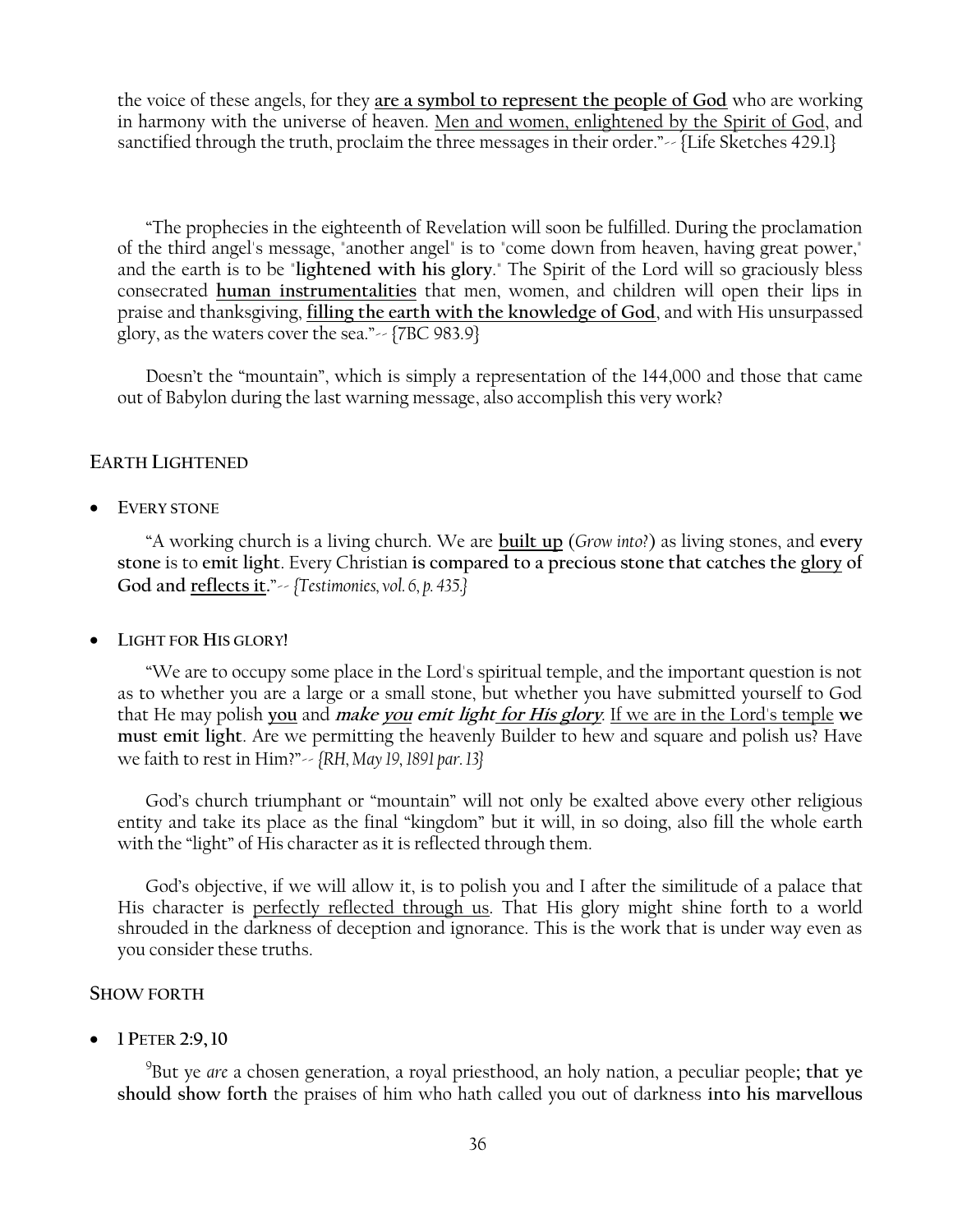the voice of these angels, for they **<u>are a symbol to represent the people of God</u>** who are working in harmony with the universe of heaven. <u>Men and women, enlightened by the Spirit of God</u>, and sanctified through the truth, proclaim the three messages in their order."-- {Life Sketches 429.1}

"The prophecies in the eighteenth of Revelation will soon be fulfilled. During the proclamation of the third angel's message, "another angel" is to "come down from heaven, having great power," and the earth is to be "**lightened with his glory**." The Spirit of the Lord will so graciously bless consecrated **<u>human instrumentalities</u>** that men, women, and children will open their lips in praise and thanksgiving, **<u>filling the earth with the knowledge of God</u>**, and with His unsurpassed glory, as the waters cover the sea."-- {7BC 983.9}

Doesn't the "mountain", which is simply a representation of the 144,000 and those that came out of Babylon during the last warning message, also accomplish this very work?

## EARTH LIGHTENED

- **EVERY STONE**

"A working church is a living church. We are **<u>built up</u>** (*Grow into?*) as living stones, and **every stone** is to **emit light**. Every Christian **is compared to a precious stone that catches the <u>glory</u> of God and <u>reflects it</u>.**"-- *{Testimonies, vol. 6, p. 435.}*

- **LIGHT FOR HIS GLORY!**

"We are to occupy some place in the Lord's spiritual temple, and the important question is not as to whether you are a large or a small stone, but whether you have submitted yourself to God that He may polish **<u>you</u>** and ***make <u>you</u> emit light <u>for His glory</u>***. <u>If we are in the Lord's temple</u> **we must emit light**. Are we permitting the heavenly Builder to hew and square and polish us? Have we faith to rest in Him?"-- *{RH, May 19, 1891 par. 13}*

God's church triumphant or "mountain" will not only be exalted above every other religious entity and take its place as the final "kingdom" but it will, in so doing, also fill the whole earth with the "light" of His character as it is reflected through them.

God's objective, if we will allow it, is to polish you and I after the similitude of a palace that His character is <u>perfectly reflected through us</u>. That His glory might shine forth to a world shrouded in the darkness of deception and ignorance. This is the work that is under way even as you consider these truths.

## SHOW FORTH

- **1 PETER 2:9, 10**

[9]But ye *are* a chosen generation, a royal priesthood, an holy nation, a peculiar people; **that ye should show forth** the praises of him who hath called you out of darkness **into his marvellous**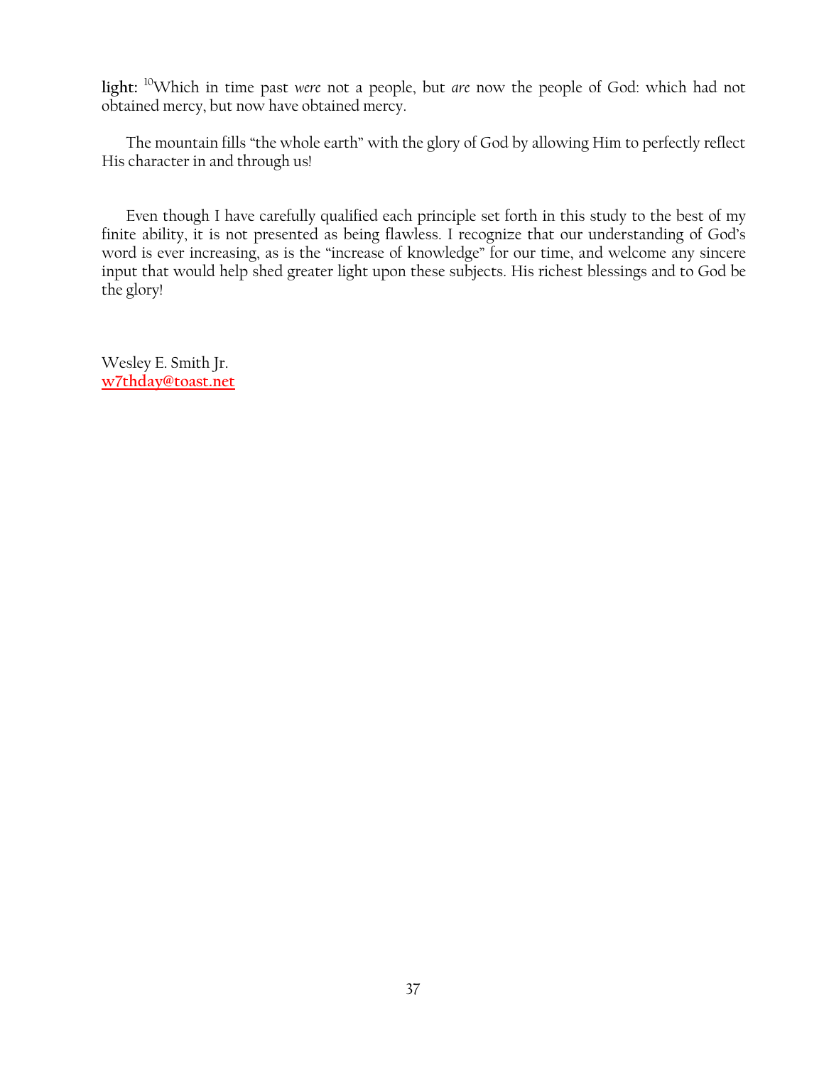**light:** [10]Which in time past *were* not a people, but *are* now the people of God: which had not obtained mercy, but now have obtained mercy.

The mountain fills "the whole earth" with the glory of God by allowing Him to perfectly reflect His character in and through us!

Even though I have carefully qualified each principle set forth in this study to the best of my finite ability, it is not presented as being flawless. I recognize that our understanding of God's word is ever increasing, as is the "increase of knowledge" for our time, and welcome any sincere input that would help shed greater light upon these subjects. His richest blessings and to God be the glory!

Wesley E. Smith Jr.
w7thday@toast.net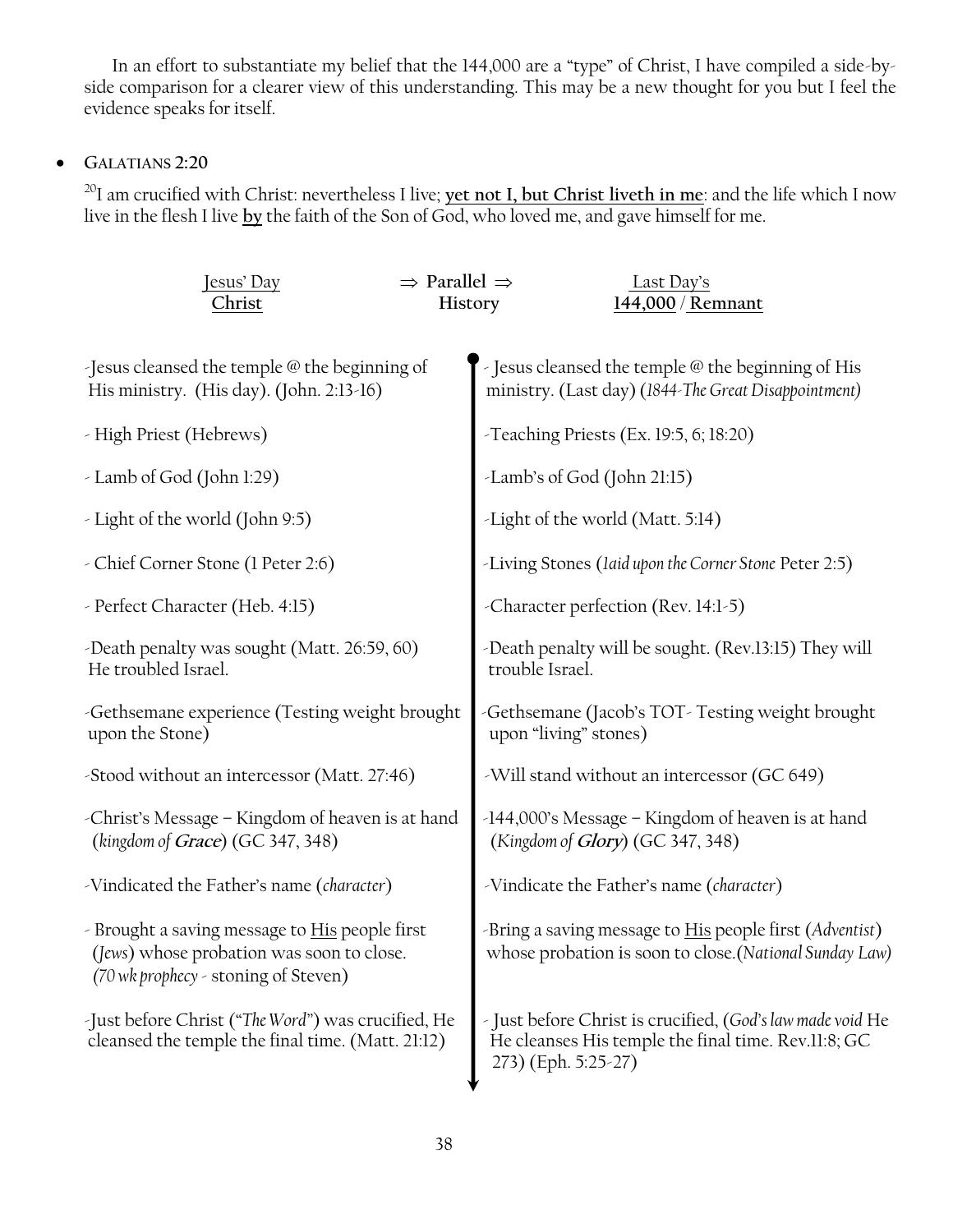In an effort to substantiate my belief that the 144,000 are a "type" of Christ, I have compiled a side-by-side comparison for a clearer view of this understanding. This may be a new thought for you but I feel the evidence speaks for itself.

- **GALATIANS 2:20**

[20]I am crucified with Christ: nevertheless I live; **yet not I, but Christ liveth in me**: and the life which I now live in the flesh I live **by** the faith of the Son of God, who loved me, and gave himself for me.

| Jesus' Day **Christ** | ⇒ **Parallel** ⇒ History | Last Day's **144,000** / **Remnant** |
|---|---|---|
| -Jesus cleansed the temple @ the beginning of His ministry. (His day). (John. 2:13-16) | | - Jesus cleansed the temple @ the beginning of His ministry. (Last day) (*1844-The Great Disappointment*) |
| - High Priest (Hebrews) | | -Teaching Priests (Ex. 19:5, 6; 18:20) |
| - Lamb of God (John 1:29) | | -Lamb's of God (John 21:15) |
| - Light of the world (John 9:5) | | -Light of the world (Matt. 5:14) |
| - Chief Corner Stone (1 Peter 2:6) | | -Living Stones (*laid upon the Corner Stone* Peter 2:5) |
| - Perfect Character (Heb. 4:15) | | -Character perfection (Rev. 14:1-5) |
| -Death penalty was sought (Matt. 26:59, 60) He troubled Israel. | | -Death penalty will be sought. (Rev.13:15) They will trouble Israel. |
| -Gethsemane experience (Testing weight brought upon the Stone) | | -Gethsemane (Jacob's TOT- Testing weight brought upon "living" stones) |
| -Stood without an intercessor (Matt. 27:46) | | -Will stand without an intercessor (GC 649) |
| -Christ's Message – Kingdom of heaven is at hand (*kingdom of **Grace***) (GC 347, 348) | | -144,000's Message – Kingdom of heaven is at hand (*Kingdom of **Glory***) (GC 347, 348) |
| -Vindicated the Father's name (*character*) | | -Vindicate the Father's name (*character*) |
| - Brought a saving message to <u>His</u> people first (*Jews*) whose probation was soon to close. (*70 wk prophecy* - stoning of Steven) | | -Bring a saving message to <u>His</u> people first (*Adventist*) whose probation is soon to close.(*National Sunday Law*) |
| -Just before Christ ("*The Word*") was crucified, He cleansed the temple the final time. (Matt. 21:12) | | - Just before Christ is crucified, (*God's law made void* He He cleanses His temple the final time. Rev.11:8; GC 273) (Eph. 5:25-27) |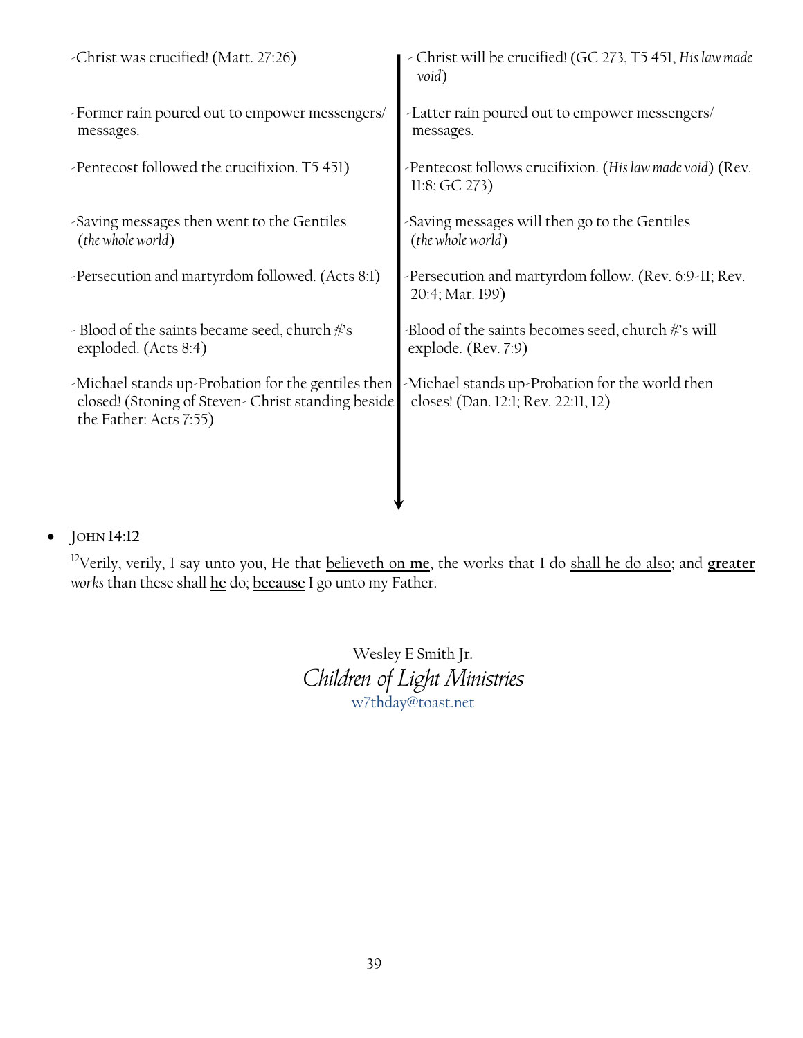| | |
|---|---|
| -Christ was crucified! (Matt. 27:26) | - Christ will be crucified! (GC 273, T5 451, *His law made void*) |
| -<u>Former</u> rain poured out to empower messengers/ messages. | -<u>Latter</u> rain poured out to empower messengers/ messages. |
| -Pentecost followed the crucifixion. T5 451) | -Pentecost follows crucifixion. (*His law made void*) (Rev. 11:8; GC 273) |
| -Saving messages then went to the Gentiles (*the whole world*) | -Saving messages will then go to the Gentiles (*the whole world*) |
| -Persecution and martyrdom followed. (Acts 8:1) | -Persecution and martyrdom follow. (Rev. 6:9-11; Rev. 20:4; Mar. 199) |
| - Blood of the saints became seed, church #'s exploded. (Acts 8:4) | -Blood of the saints becomes seed, church #'s will explode. (Rev. 7:9) |
| -Michael stands up-Probation for the gentiles then closed! (Stoning of Steven- Christ standing beside the Father: Acts 7:55) | -Michael stands up-Probation for the world then closes! (Dan. 12:1; Rev. 22:11, 12) |

- **JOHN 14:12**

  [12]Verily, verily, I say unto you, He that <u>believeth on **me**</u>, the works that I do <u>shall he do also</u>; and **<u>greater</u>** *works* than these shall **<u>he</u>** do; **<u>because</u>** I go unto my Father.

Wesley E Smith Jr.

*Children of Light Ministries*

w7thday@toast.net